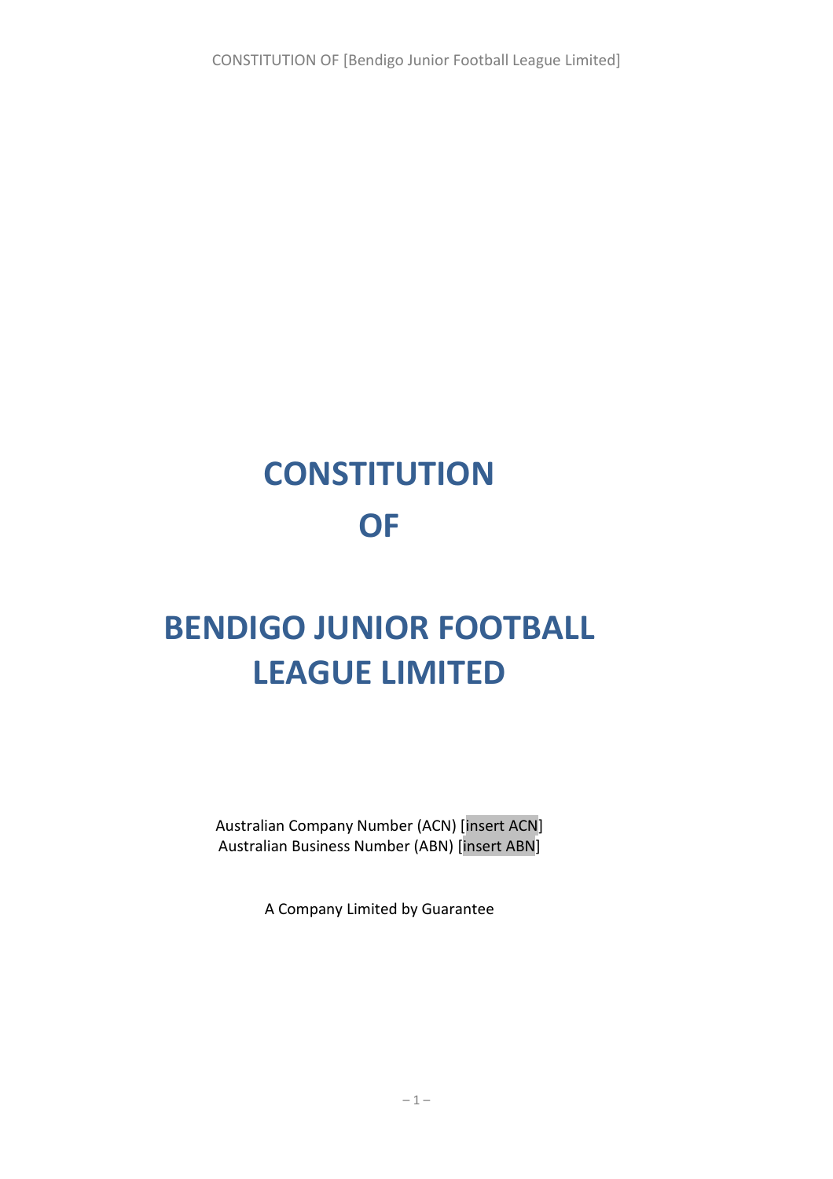# CONSTITUTION OF

# BENDIGO JUNIOR FOOTBALL LEAGUE LIMITED

Australian Company Number (ACN) [insert ACN]
Australian Business Number (ABN) [insert ABN]

A Company Limited by Guarantee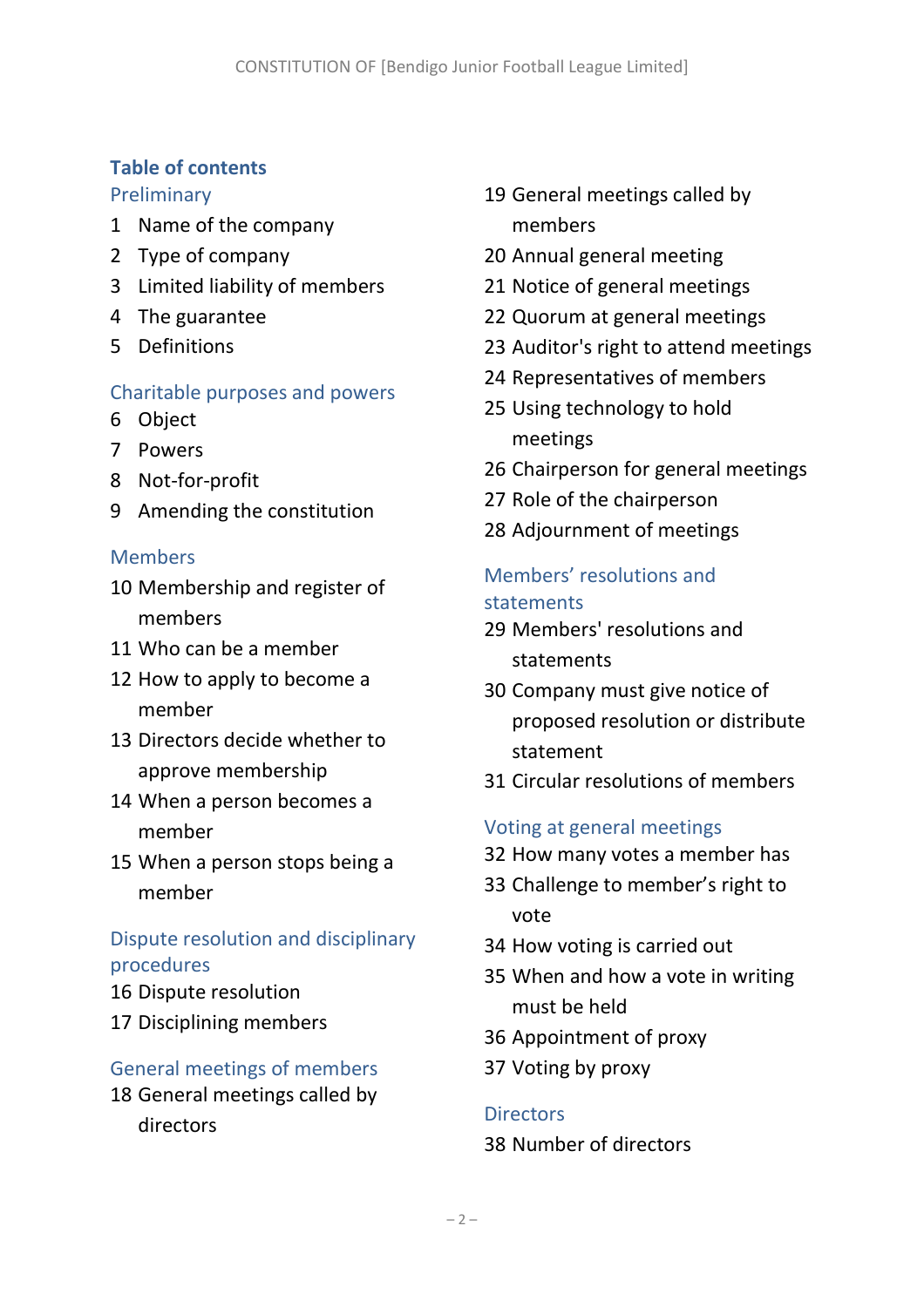## Table of contents

### Preliminary

1 Name of the company
2 Type of company
3 Limited liability of members
4 The guarantee
5 Definitions

### Charitable purposes and powers

6 Object
7 Powers
8 Not-for-profit
9 Amending the constitution

### Members

10 Membership and register of members
11 Who can be a member
12 How to apply to become a member
13 Directors decide whether to approve membership
14 When a person becomes a member
15 When a person stops being a member

### Dispute resolution and disciplinary procedures

16 Dispute resolution
17 Disciplining members

### General meetings of members

18 General meetings called by directors
19 General meetings called by members
20 Annual general meeting
21 Notice of general meetings
22 Quorum at general meetings
23 Auditor's right to attend meetings
24 Representatives of members
25 Using technology to hold meetings
26 Chairperson for general meetings
27 Role of the chairperson
28 Adjournment of meetings

### Members' resolutions and statements

29 Members' resolutions and statements
30 Company must give notice of proposed resolution or distribute statement
31 Circular resolutions of members

### Voting at general meetings

32 How many votes a member has
33 Challenge to member's right to vote
34 How voting is carried out
35 When and how a vote in writing must be held
36 Appointment of proxy
37 Voting by proxy

### Directors

38 Number of directors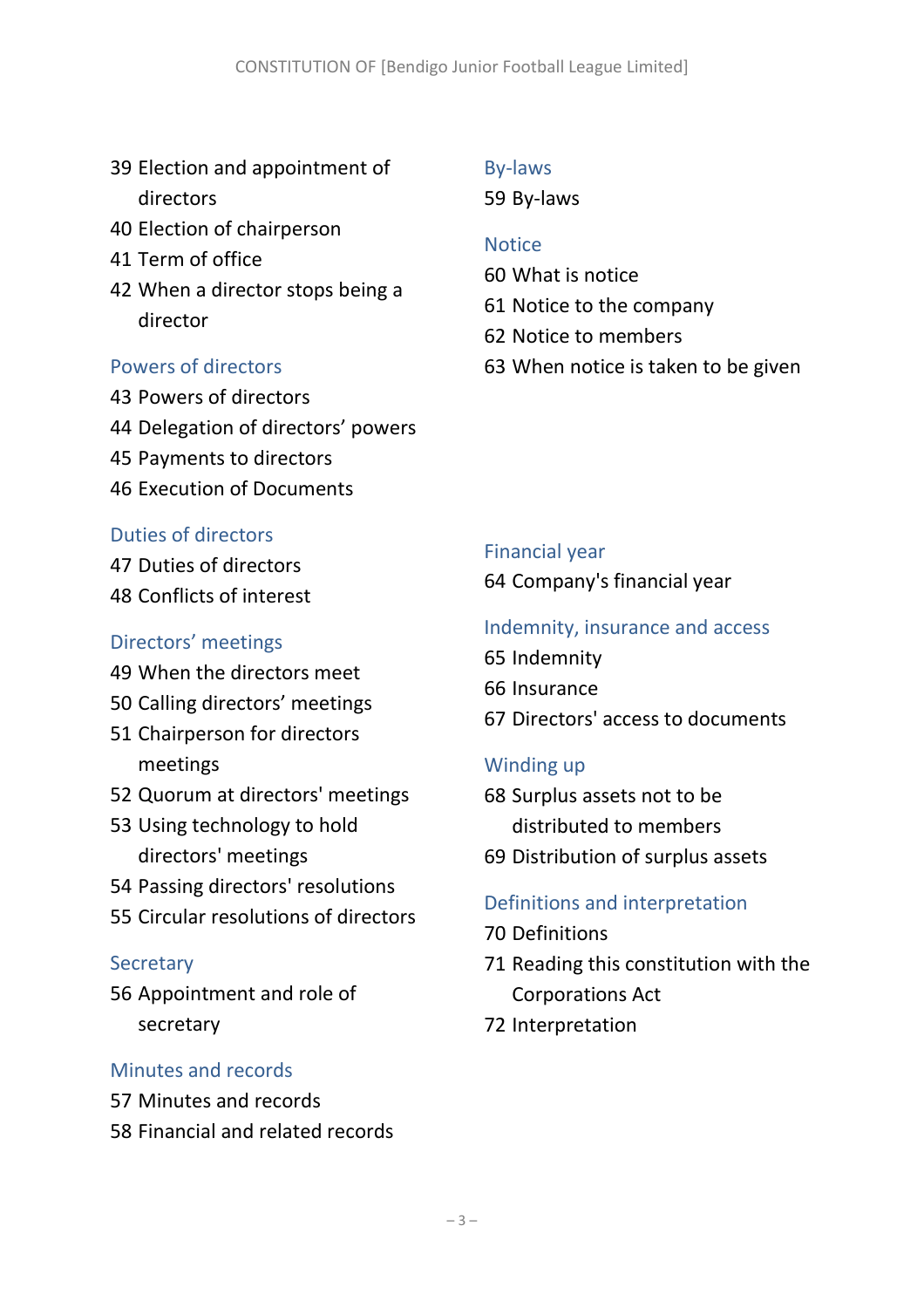39 Election and appointment of directors
40 Election of chairperson
41 Term of office
42 When a director stops being a director

## Powers of directors

43 Powers of directors
44 Delegation of directors' powers
45 Payments to directors
46 Execution of Documents

## Duties of directors

47 Duties of directors
48 Conflicts of interest

## Directors' meetings

49 When the directors meet
50 Calling directors' meetings
51 Chairperson for directors meetings
52 Quorum at directors' meetings
53 Using technology to hold directors' meetings
54 Passing directors' resolutions
55 Circular resolutions of directors

## Secretary

56 Appointment and role of secretary

## Minutes and records

57 Minutes and records
58 Financial and related records

## By-laws

59 By-laws

## Notice

60 What is notice
61 Notice to the company
62 Notice to members
63 When notice is taken to be given

## Financial year

64 Company's financial year

## Indemnity, insurance and access

65 Indemnity
66 Insurance
67 Directors' access to documents

## Winding up

68 Surplus assets not to be distributed to members
69 Distribution of surplus assets

## Definitions and interpretation

70 Definitions
71 Reading this constitution with the Corporations Act
72 Interpretation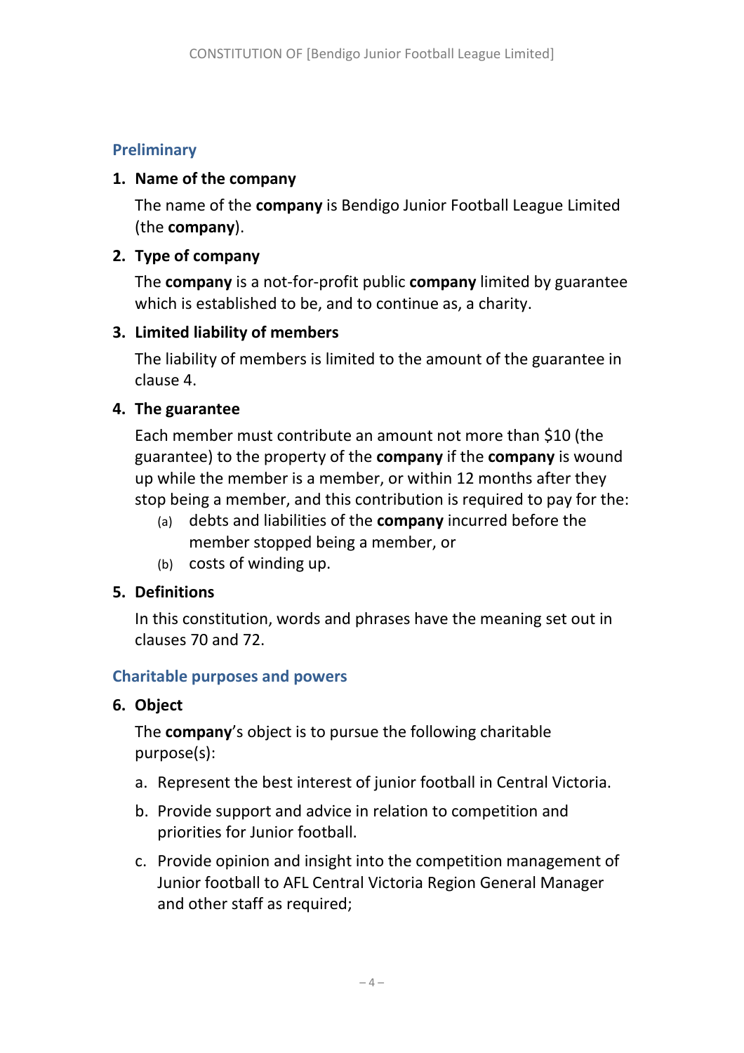## Preliminary

### 1. Name of the company

The name of the **company** is Bendigo Junior Football League Limited (the **company**).

### 2. Type of company

The **company** is a not-for-profit public **company** limited by guarantee which is established to be, and to continue as, a charity.

### 3. Limited liability of members

The liability of members is limited to the amount of the guarantee in clause 4.

### 4. The guarantee

Each member must contribute an amount not more than $10 (the guarantee) to the property of the **company** if the **company** is wound up while the member is a member, or within 12 months after they stop being a member, and this contribution is required to pay for the:

(a) debts and liabilities of the **company** incurred before the member stopped being a member, or

(b) costs of winding up.

### 5. Definitions

In this constitution, words and phrases have the meaning set out in clauses 70 and 72.

## Charitable purposes and powers

### 6. Object

The **company**'s object is to pursue the following charitable purpose(s):

a. Represent the best interest of junior football in Central Victoria.

b. Provide support and advice in relation to competition and priorities for Junior football.

c. Provide opinion and insight into the competition management of Junior football to AFL Central Victoria Region General Manager and other staff as required;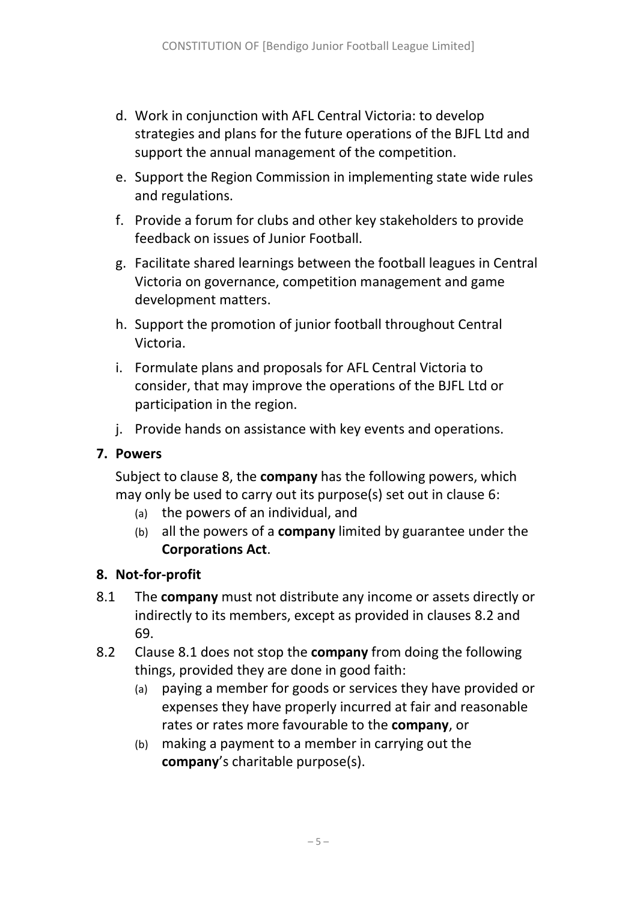d. Work in conjunction with AFL Central Victoria: to develop strategies and plans for the future operations of the BJFL Ltd and support the annual management of the competition.

e. Support the Region Commission in implementing state wide rules and regulations.

f. Provide a forum for clubs and other key stakeholders to provide feedback on issues of Junior Football.

g. Facilitate shared learnings between the football leagues in Central Victoria on governance, competition management and game development matters.

h. Support the promotion of junior football throughout Central Victoria.

i. Formulate plans and proposals for AFL Central Victoria to consider, that may improve the operations of the BJFL Ltd or participation in the region.

j. Provide hands on assistance with key events and operations.

## 7. Powers

Subject to clause 8, the **company** has the following powers, which may only be used to carry out its purpose(s) set out in clause 6:

(a) the powers of an individual, and

(b) all the powers of a **company** limited by guarantee under the **Corporations Act**.

## 8. Not-for-profit

8.1 The **company** must not distribute any income or assets directly or indirectly to its members, except as provided in clauses 8.2 and 69.

8.2 Clause 8.1 does not stop the **company** from doing the following things, provided they are done in good faith:

(a) paying a member for goods or services they have provided or expenses they have properly incurred at fair and reasonable rates or rates more favourable to the **company**, or

(b) making a payment to a member in carrying out the **company**'s charitable purpose(s).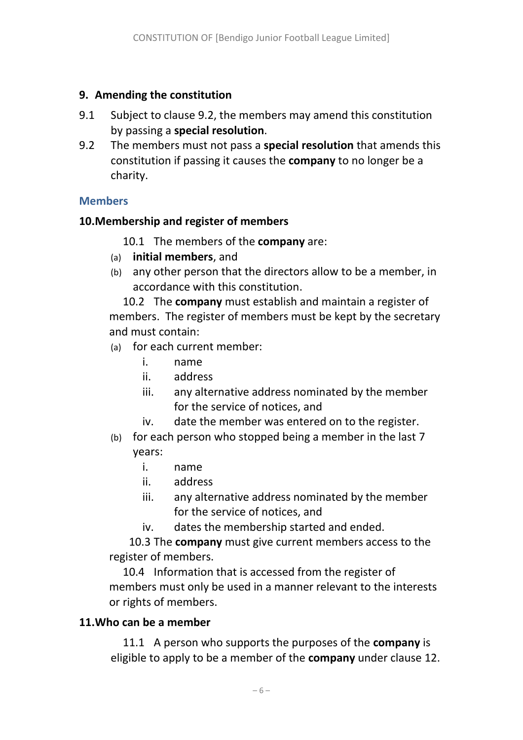## 9. Amending the constitution

9.1 Subject to clause 9.2, the members may amend this constitution by passing a **special resolution**.

9.2 The members must not pass a **special resolution** that amends this constitution if passing it causes the **company** to no longer be a charity.

## Members

### 10. Membership and register of members

10.1 The members of the **company** are:

(a) **initial members**, and

(b) any other person that the directors allow to be a member, in accordance with this constitution.

10.2 The **company** must establish and maintain a register of members. The register of members must be kept by the secretary and must contain:

(a) for each current member:

   i. name

   ii. address

   iii. any alternative address nominated by the member for the service of notices, and

   iv. date the member was entered on to the register.

(b) for each person who stopped being a member in the last 7 years:

   i. name

   ii. address

   iii. any alternative address nominated by the member for the service of notices, and

   iv. dates the membership started and ended.

10.3 The **company** must give current members access to the register of members.

10.4 Information that is accessed from the register of members must only be used in a manner relevant to the interests or rights of members.

### 11. Who can be a member

11.1 A person who supports the purposes of the **company** is eligible to apply to be a member of the **company** under clause 12.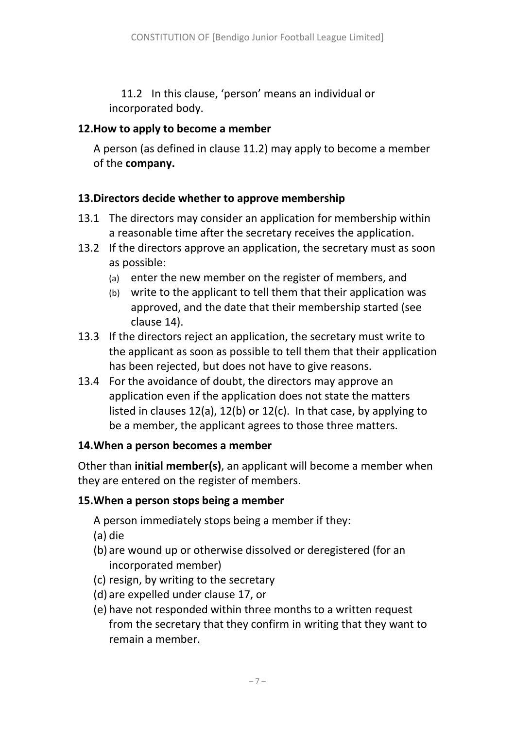11.2 In this clause, 'person' means an individual or incorporated body.

### 12. How to apply to become a member

A person (as defined in clause 11.2) may apply to become a member of the **company.**

### 13. Directors decide whether to approve membership

13.1 The directors may consider an application for membership within a reasonable time after the secretary receives the application.

13.2 If the directors approve an application, the secretary must as soon as possible:

- (a) enter the new member on the register of members, and
- (b) write to the applicant to tell them that their application was approved, and the date that their membership started (see clause 14).

13.3 If the directors reject an application, the secretary must write to the applicant as soon as possible to tell them that their application has been rejected, but does not have to give reasons.

13.4 For the avoidance of doubt, the directors may approve an application even if the application does not state the matters listed in clauses 12(a), 12(b) or 12(c). In that case, by applying to be a member, the applicant agrees to those three matters.

### 14. When a person becomes a member

Other than **initial member(s)**, an applicant will become a member when they are entered on the register of members.

### 15. When a person stops being a member

A person immediately stops being a member if they:

- (a) die
- (b) are wound up or otherwise dissolved or deregistered (for an incorporated member)
- (c) resign, by writing to the secretary
- (d) are expelled under clause 17, or
- (e) have not responded within three months to a written request from the secretary that they confirm in writing that they want to remain a member.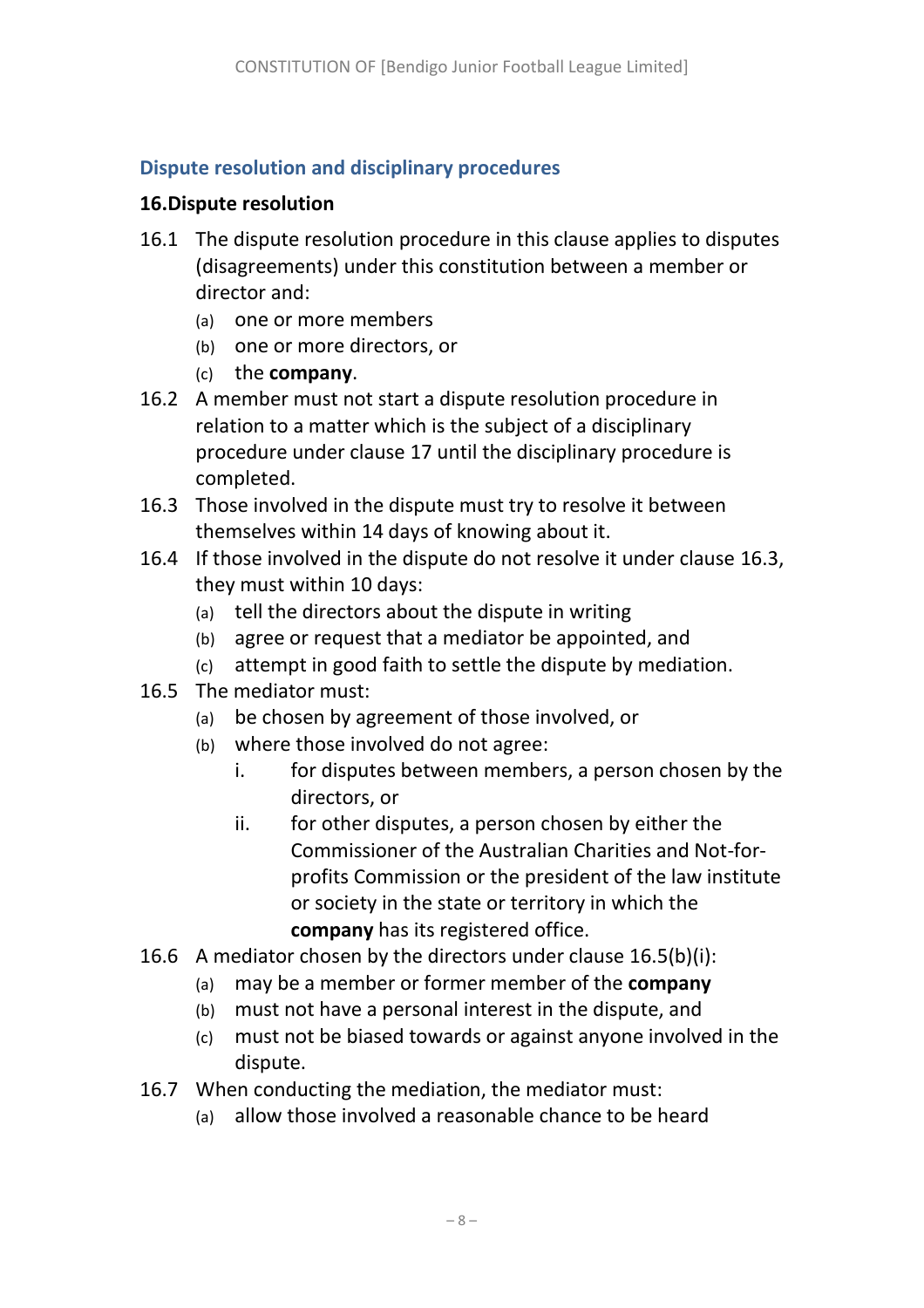## Dispute resolution and disciplinary procedures

### 16. Dispute resolution

16.1 The dispute resolution procedure in this clause applies to disputes (disagreements) under this constitution between a member or director and:

- (a) one or more members
- (b) one or more directors, or
- (c) the **company**.

16.2 A member must not start a dispute resolution procedure in relation to a matter which is the subject of a disciplinary procedure under clause 17 until the disciplinary procedure is completed.

16.3 Those involved in the dispute must try to resolve it between themselves within 14 days of knowing about it.

16.4 If those involved in the dispute do not resolve it under clause 16.3, they must within 10 days:

- (a) tell the directors about the dispute in writing
- (b) agree or request that a mediator be appointed, and
- (c) attempt in good faith to settle the dispute by mediation.

16.5 The mediator must:

- (a) be chosen by agreement of those involved, or
- (b) where those involved do not agree:
  - i. for disputes between members, a person chosen by the directors, or
  - ii. for other disputes, a person chosen by either the Commissioner of the Australian Charities and Not-for-profits Commission or the president of the law institute or society in the state or territory in which the **company** has its registered office.

16.6 A mediator chosen by the directors under clause 16.5(b)(i):

- (a) may be a member or former member of the **company**
- (b) must not have a personal interest in the dispute, and
- (c) must not be biased towards or against anyone involved in the dispute.

16.7 When conducting the mediation, the mediator must:

- (a) allow those involved a reasonable chance to be heard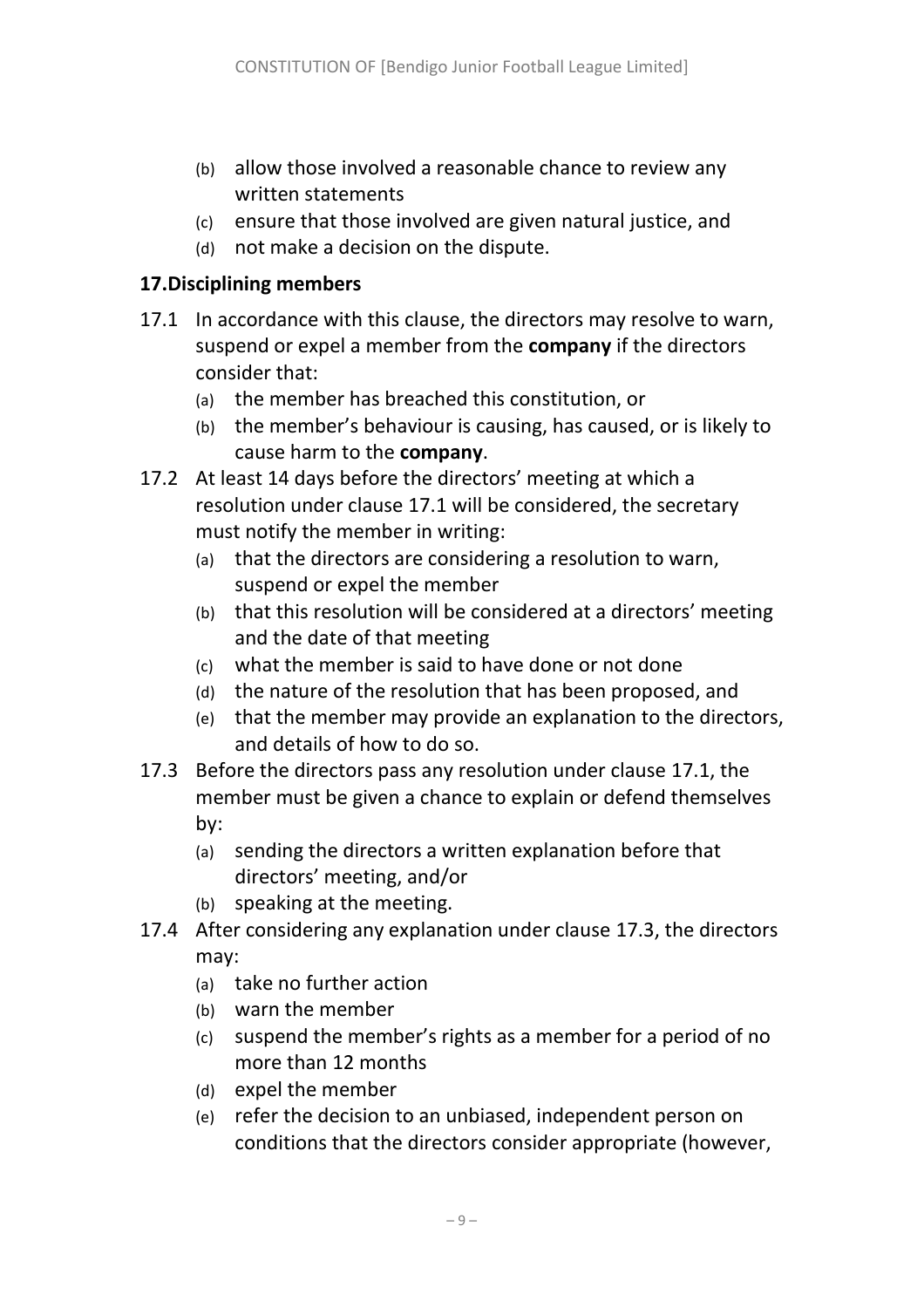(b) allow those involved a reasonable chance to review any written statements
(c) ensure that those involved are given natural justice, and
(d) not make a decision on the dispute.

## 17. Disciplining members

17.1 In accordance with this clause, the directors may resolve to warn, suspend or expel a member from the **company** if the directors consider that:
(a) the member has breached this constitution, or
(b) the member's behaviour is causing, has caused, or is likely to cause harm to the **company**.

17.2 At least 14 days before the directors' meeting at which a resolution under clause 17.1 will be considered, the secretary must notify the member in writing:
(a) that the directors are considering a resolution to warn, suspend or expel the member
(b) that this resolution will be considered at a directors' meeting and the date of that meeting
(c) what the member is said to have done or not done
(d) the nature of the resolution that has been proposed, and
(e) that the member may provide an explanation to the directors, and details of how to do so.

17.3 Before the directors pass any resolution under clause 17.1, the member must be given a chance to explain or defend themselves by:
(a) sending the directors a written explanation before that directors' meeting, and/or
(b) speaking at the meeting.

17.4 After considering any explanation under clause 17.3, the directors may:
(a) take no further action
(b) warn the member
(c) suspend the member's rights as a member for a period of no more than 12 months
(d) expel the member
(e) refer the decision to an unbiased, independent person on conditions that the directors consider appropriate (however,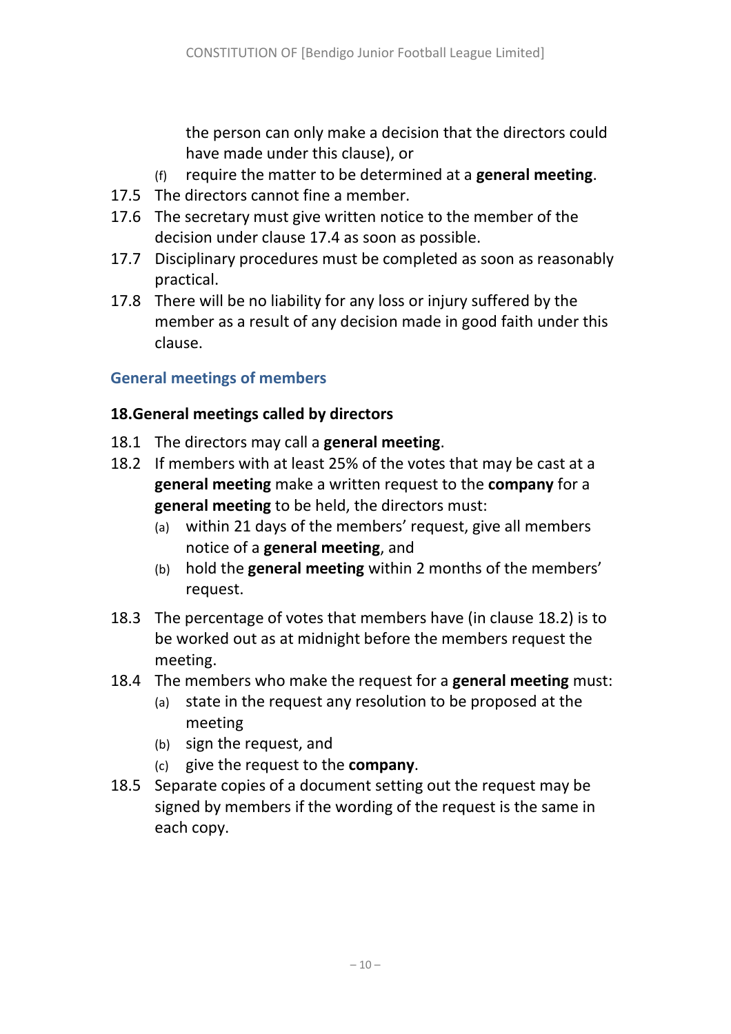the person can only make a decision that the directors could have made under this clause), or

(f) require the matter to be determined at a **general meeting**.

17.5 The directors cannot fine a member.

17.6 The secretary must give written notice to the member of the decision under clause 17.4 as soon as possible.

17.7 Disciplinary procedures must be completed as soon as reasonably practical.

17.8 There will be no liability for any loss or injury suffered by the member as a result of any decision made in good faith under this clause.

## General meetings of members

### 18. General meetings called by directors

18.1 The directors may call a **general meeting**.

18.2 If members with at least 25% of the votes that may be cast at a **general meeting** make a written request to the **company** for a **general meeting** to be held, the directors must:

(a) within 21 days of the members' request, give all members notice of a **general meeting**, and

(b) hold the **general meeting** within 2 months of the members' request.

18.3 The percentage of votes that members have (in clause 18.2) is to be worked out as at midnight before the members request the meeting.

18.4 The members who make the request for a **general meeting** must:

(a) state in the request any resolution to be proposed at the meeting

(b) sign the request, and

(c) give the request to the **company**.

18.5 Separate copies of a document setting out the request may be signed by members if the wording of the request is the same in each copy.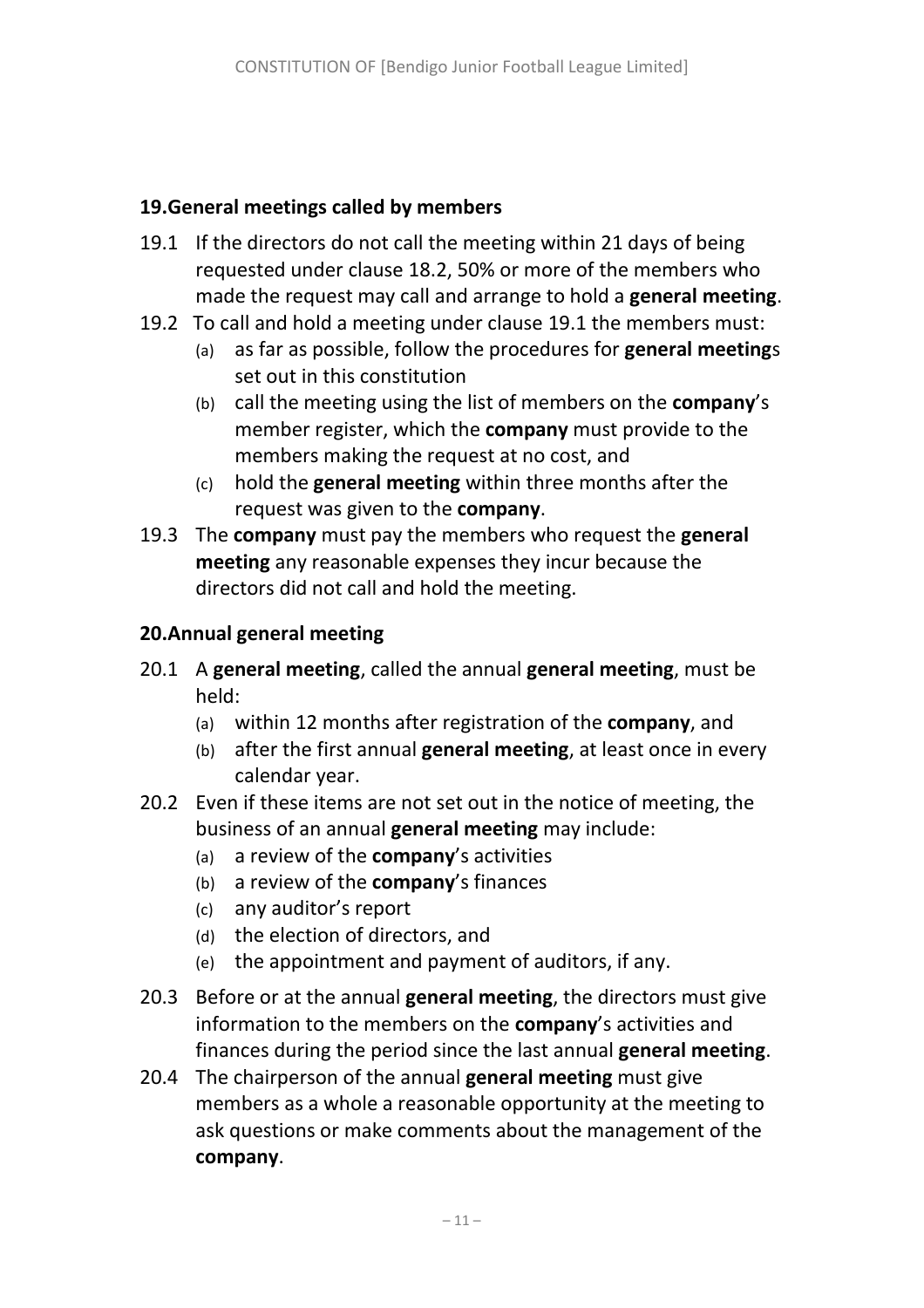## 19. General meetings called by members

19.1 If the directors do not call the meeting within 21 days of being requested under clause 18.2, 50% or more of the members who made the request may call and arrange to hold a **general meeting**.

19.2 To call and hold a meeting under clause 19.1 the members must:

- (a) as far as possible, follow the procedures for **general meeting**s set out in this constitution
- (b) call the meeting using the list of members on the **company**'s member register, which the **company** must provide to the members making the request at no cost, and
- (c) hold the **general meeting** within three months after the request was given to the **company**.

19.3 The **company** must pay the members who request the **general meeting** any reasonable expenses they incur because the directors did not call and hold the meeting.

## 20. Annual general meeting

20.1 A **general meeting**, called the annual **general meeting**, must be held:

- (a) within 12 months after registration of the **company**, and
- (b) after the first annual **general meeting**, at least once in every calendar year.

20.2 Even if these items are not set out in the notice of meeting, the business of an annual **general meeting** may include:

- (a) a review of the **company**'s activities
- (b) a review of the **company**'s finances
- (c) any auditor's report
- (d) the election of directors, and
- (e) the appointment and payment of auditors, if any.

20.3 Before or at the annual **general meeting**, the directors must give information to the members on the **company**'s activities and finances during the period since the last annual **general meeting**.

20.4 The chairperson of the annual **general meeting** must give members as a whole a reasonable opportunity at the meeting to ask questions or make comments about the management of the **company**.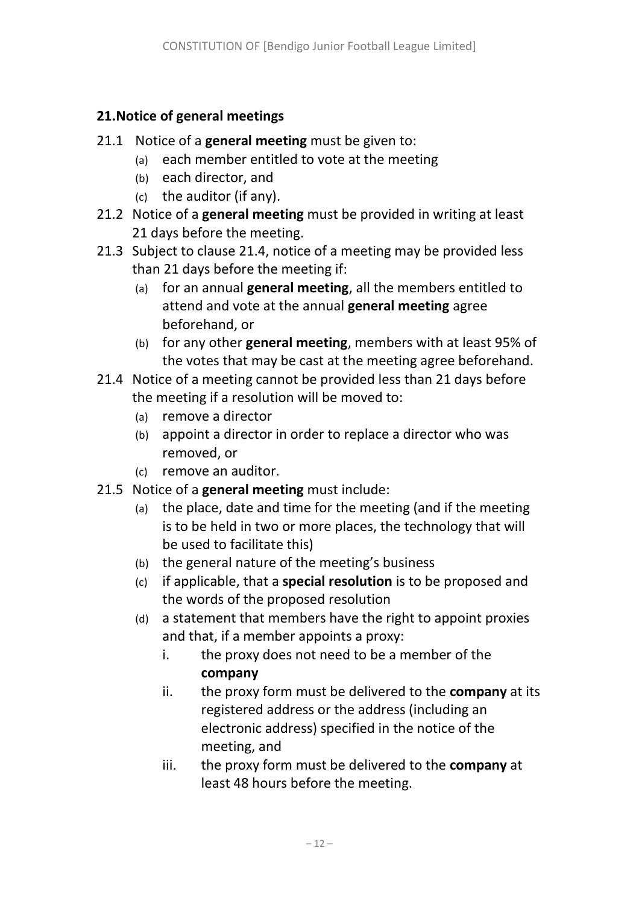## 21. Notice of general meetings

21.1 Notice of a **general meeting** must be given to:

- (a) each member entitled to vote at the meeting
- (b) each director, and
- (c) the auditor (if any).

21.2 Notice of a **general meeting** must be provided in writing at least 21 days before the meeting.

21.3 Subject to clause 21.4, notice of a meeting may be provided less than 21 days before the meeting if:

- (a) for an annual **general meeting**, all the members entitled to attend and vote at the annual **general meeting** agree beforehand, or
- (b) for any other **general meeting**, members with at least 95% of the votes that may be cast at the meeting agree beforehand.

21.4 Notice of a meeting cannot be provided less than 21 days before the meeting if a resolution will be moved to:

- (a) remove a director
- (b) appoint a director in order to replace a director who was removed, or
- (c) remove an auditor.

21.5 Notice of a **general meeting** must include:

- (a) the place, date and time for the meeting (and if the meeting is to be held in two or more places, the technology that will be used to facilitate this)
- (b) the general nature of the meeting's business
- (c) if applicable, that a **special resolution** is to be proposed and the words of the proposed resolution
- (d) a statement that members have the right to appoint proxies and that, if a member appoints a proxy:
    - i. the proxy does not need to be a member of the **company**
    - ii. the proxy form must be delivered to the **company** at its registered address or the address (including an electronic address) specified in the notice of the meeting, and
    - iii. the proxy form must be delivered to the **company** at least 48 hours before the meeting.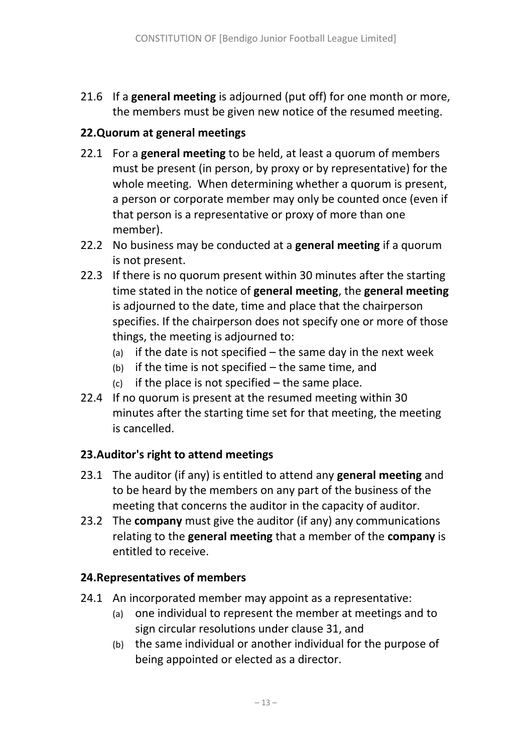21.6 If a **general meeting** is adjourned (put off) for one month or more, the members must be given new notice of the resumed meeting.

## 22. Quorum at general meetings

22.1 For a **general meeting** to be held, at least a quorum of members must be present (in person, by proxy or by representative) for the whole meeting. When determining whether a quorum is present, a person or corporate member may only be counted once (even if that person is a representative or proxy of more than one member).

22.2 No business may be conducted at a **general meeting** if a quorum is not present.

22.3 If there is no quorum present within 30 minutes after the starting time stated in the notice of **general meeting**, the **general meeting** is adjourned to the date, time and place that the chairperson specifies. If the chairperson does not specify one or more of those things, the meeting is adjourned to:

- (a) if the date is not specified – the same day in the next week
- (b) if the time is not specified – the same time, and
- (c) if the place is not specified – the same place.

22.4 If no quorum is present at the resumed meeting within 30 minutes after the starting time set for that meeting, the meeting is cancelled.

## 23. Auditor's right to attend meetings

23.1 The auditor (if any) is entitled to attend any **general meeting** and to be heard by the members on any part of the business of the meeting that concerns the auditor in the capacity of auditor.

23.2 The **company** must give the auditor (if any) any communications relating to the **general meeting** that a member of the **company** is entitled to receive.

## 24. Representatives of members

24.1 An incorporated member may appoint as a representative:

- (a) one individual to represent the member at meetings and to sign circular resolutions under clause 31, and
- (b) the same individual or another individual for the purpose of being appointed or elected as a director.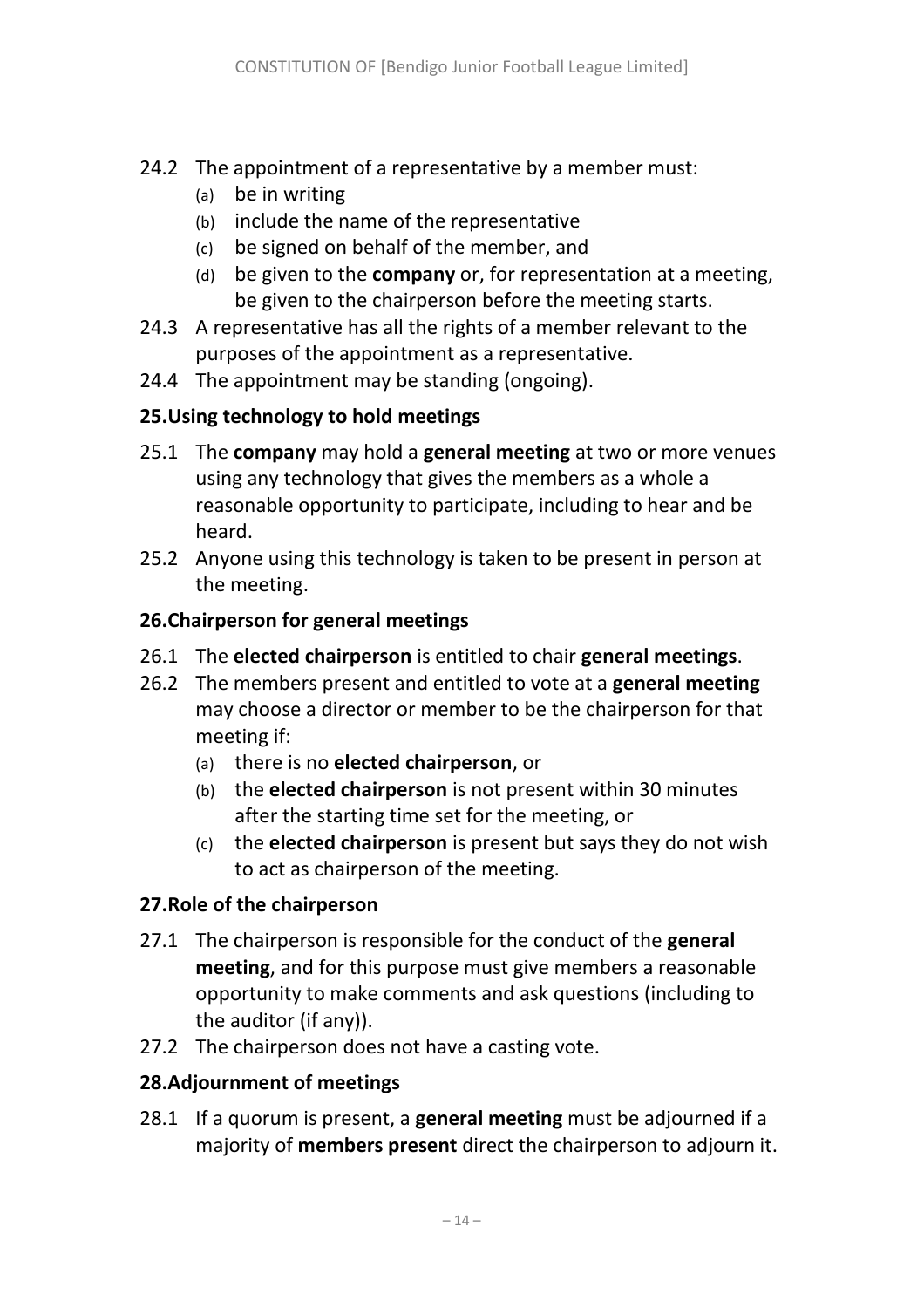24.2 The appointment of a representative by a member must:

- (a) be in writing
- (b) include the name of the representative
- (c) be signed on behalf of the member, and
- (d) be given to the **company** or, for representation at a meeting, be given to the chairperson before the meeting starts.

24.3 A representative has all the rights of a member relevant to the purposes of the appointment as a representative.

24.4 The appointment may be standing (ongoing).

### 25. Using technology to hold meetings

25.1 The **company** may hold a **general meeting** at two or more venues using any technology that gives the members as a whole a reasonable opportunity to participate, including to hear and be heard.

25.2 Anyone using this technology is taken to be present in person at the meeting.

### 26. Chairperson for general meetings

26.1 The **elected chairperson** is entitled to chair **general meetings**.

26.2 The members present and entitled to vote at a **general meeting** may choose a director or member to be the chairperson for that meeting if:

- (a) there is no **elected chairperson**, or
- (b) the **elected chairperson** is not present within 30 minutes after the starting time set for the meeting, or
- (c) the **elected chairperson** is present but says they do not wish to act as chairperson of the meeting.

### 27. Role of the chairperson

27.1 The chairperson is responsible for the conduct of the **general meeting**, and for this purpose must give members a reasonable opportunity to make comments and ask questions (including to the auditor (if any)).

27.2 The chairperson does not have a casting vote.

### 28. Adjournment of meetings

28.1 If a quorum is present, a **general meeting** must be adjourned if a majority of **members present** direct the chairperson to adjourn it.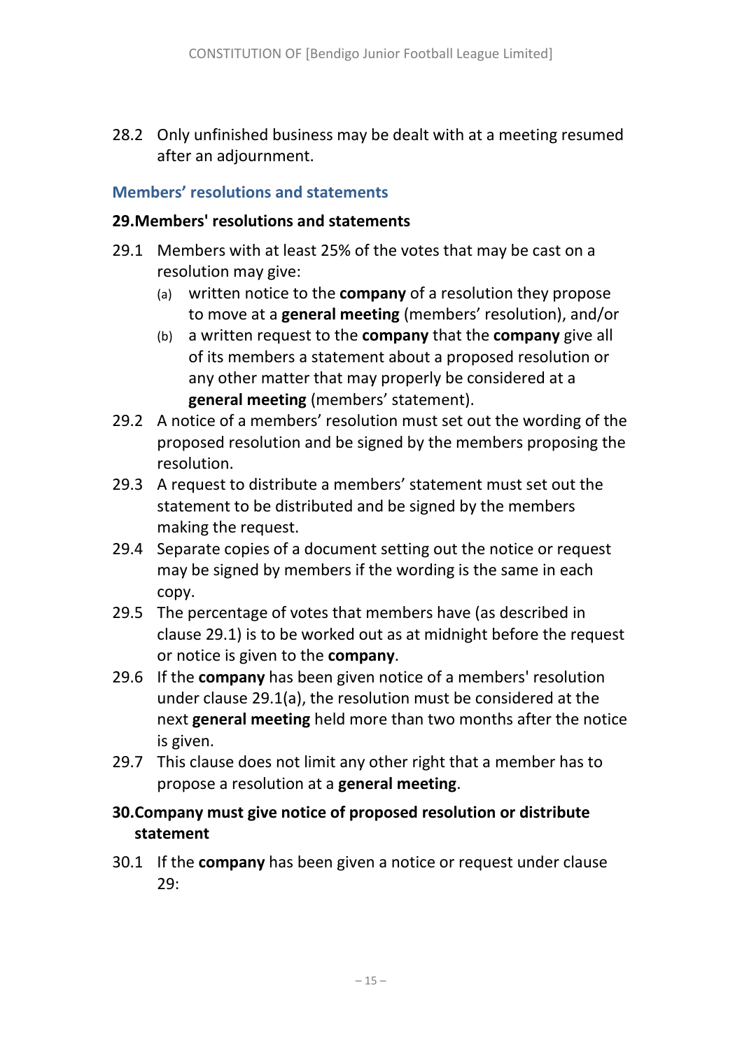28.2 Only unfinished business may be dealt with at a meeting resumed after an adjournment.

## Members' resolutions and statements

### 29. Members' resolutions and statements

29.1 Members with at least 25% of the votes that may be cast on a resolution may give:

- (a) written notice to the **company** of a resolution they propose to move at a **general meeting** (members' resolution), and/or
- (b) a written request to the **company** that the **company** give all of its members a statement about a proposed resolution or any other matter that may properly be considered at a **general meeting** (members' statement).

29.2 A notice of a members' resolution must set out the wording of the proposed resolution and be signed by the members proposing the resolution.

29.3 A request to distribute a members' statement must set out the statement to be distributed and be signed by the members making the request.

29.4 Separate copies of a document setting out the notice or request may be signed by members if the wording is the same in each copy.

29.5 The percentage of votes that members have (as described in clause 29.1) is to be worked out as at midnight before the request or notice is given to the **company**.

29.6 If the **company** has been given notice of a members' resolution under clause 29.1(a), the resolution must be considered at the next **general meeting** held more than two months after the notice is given.

29.7 This clause does not limit any other right that a member has to propose a resolution at a **general meeting**.

### 30. Company must give notice of proposed resolution or distribute statement

30.1 If the **company** has been given a notice or request under clause 29: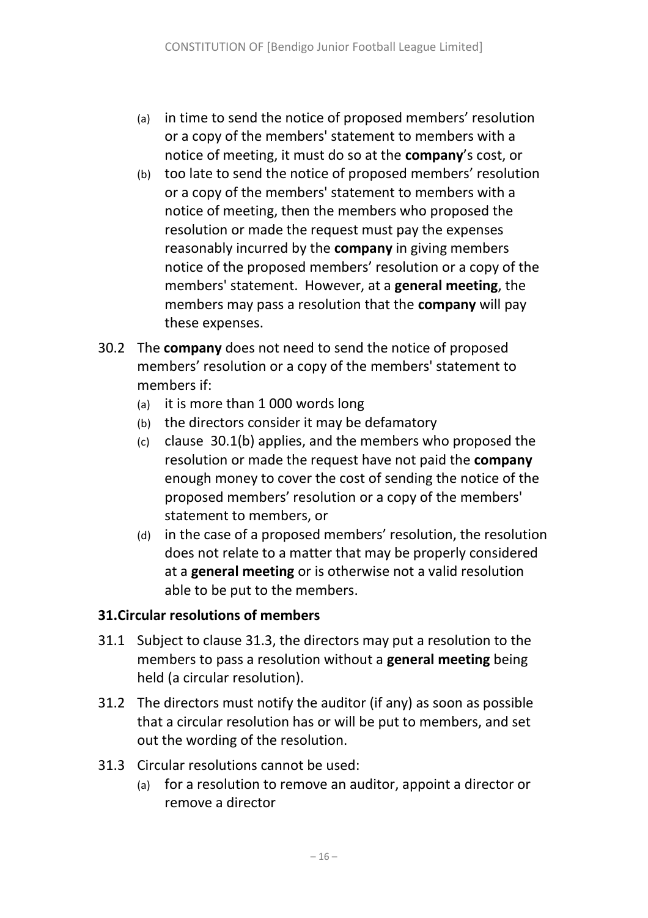(a) in time to send the notice of proposed members' resolution or a copy of the members' statement to members with a notice of meeting, it must do so at the **company**'s cost, or

(b) too late to send the notice of proposed members' resolution or a copy of the members' statement to members with a notice of meeting, then the members who proposed the resolution or made the request must pay the expenses reasonably incurred by the **company** in giving members notice of the proposed members' resolution or a copy of the members' statement. However, at a **general meeting**, the members may pass a resolution that the **company** will pay these expenses.

30.2 The **company** does not need to send the notice of proposed members' resolution or a copy of the members' statement to members if:

(a) it is more than 1 000 words long

(b) the directors consider it may be defamatory

(c) clause 30.1(b) applies, and the members who proposed the resolution or made the request have not paid the **company** enough money to cover the cost of sending the notice of the proposed members' resolution or a copy of the members' statement to members, or

(d) in the case of a proposed members' resolution, the resolution does not relate to a matter that may be properly considered at a **general meeting** or is otherwise not a valid resolution able to be put to the members.

## 31. Circular resolutions of members

31.1 Subject to clause 31.3, the directors may put a resolution to the members to pass a resolution without a **general meeting** being held (a circular resolution).

31.2 The directors must notify the auditor (if any) as soon as possible that a circular resolution has or will be put to members, and set out the wording of the resolution.

31.3 Circular resolutions cannot be used:

(a) for a resolution to remove an auditor, appoint a director or remove a director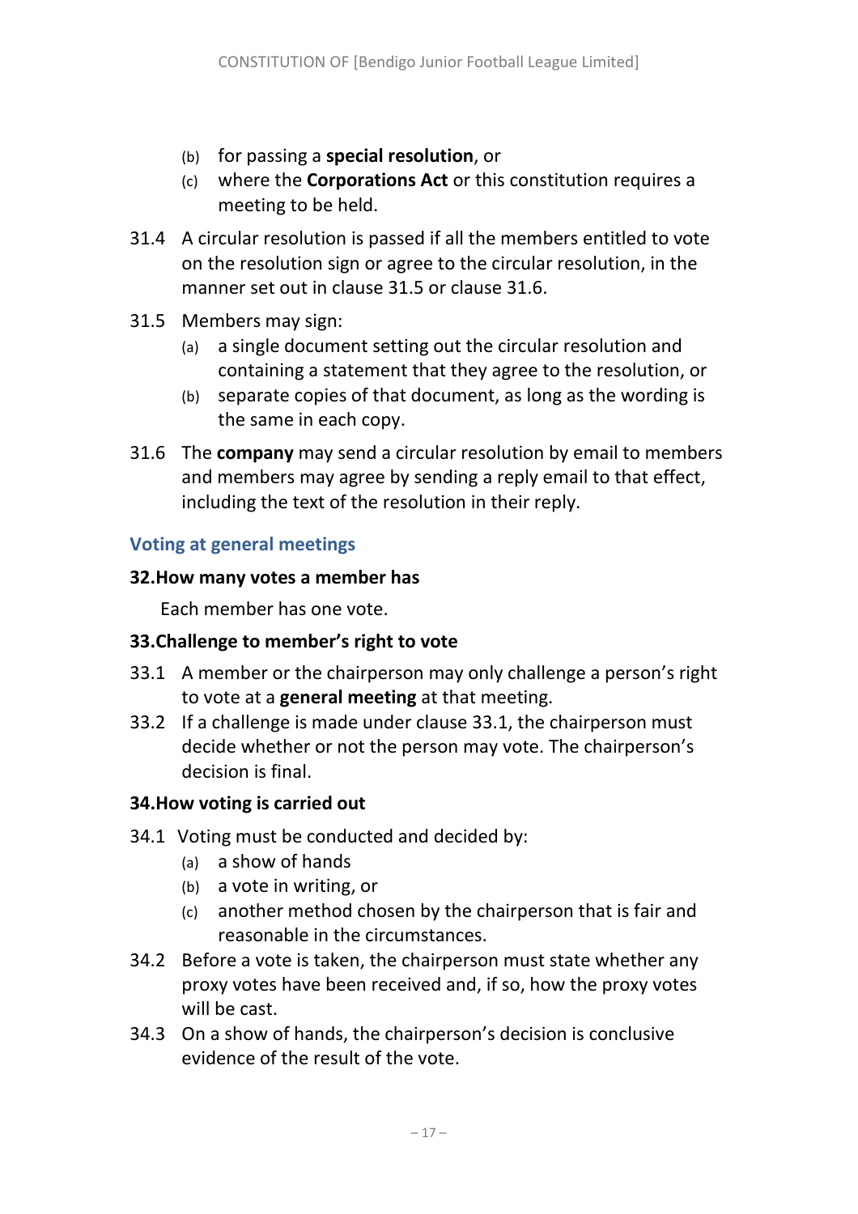(b) for passing a **special resolution**, or

(c) where the **Corporations Act** or this constitution requires a meeting to be held.

31.4 A circular resolution is passed if all the members entitled to vote on the resolution sign or agree to the circular resolution, in the manner set out in clause 31.5 or clause 31.6.

31.5 Members may sign:

(a) a single document setting out the circular resolution and containing a statement that they agree to the resolution, or

(b) separate copies of that document, as long as the wording is the same in each copy.

31.6 The **company** may send a circular resolution by email to members and members may agree by sending a reply email to that effect, including the text of the resolution in their reply.

## Voting at general meetings

### 32. How many votes a member has

Each member has one vote.

### 33. Challenge to member's right to vote

33.1 A member or the chairperson may only challenge a person's right to vote at a **general meeting** at that meeting.

33.2 If a challenge is made under clause 33.1, the chairperson must decide whether or not the person may vote. The chairperson's decision is final.

### 34. How voting is carried out

34.1 Voting must be conducted and decided by:

(a) a show of hands

(b) a vote in writing, or

(c) another method chosen by the chairperson that is fair and reasonable in the circumstances.

34.2 Before a vote is taken, the chairperson must state whether any proxy votes have been received and, if so, how the proxy votes will be cast.

34.3 On a show of hands, the chairperson's decision is conclusive evidence of the result of the vote.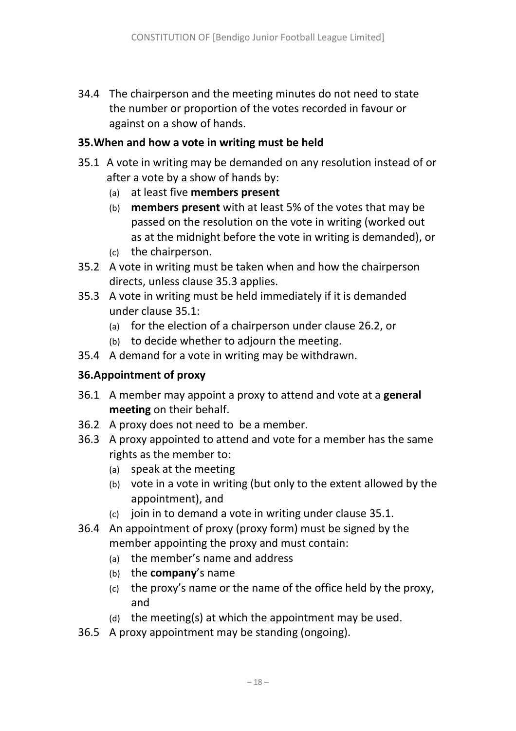34.4 The chairperson and the meeting minutes do not need to state the number or proportion of the votes recorded in favour or against on a show of hands.

### 35. When and how a vote in writing must be held

35.1 A vote in writing may be demanded on any resolution instead of or after a vote by a show of hands by:

- (a) at least five **members present**
- (b) **members present** with at least 5% of the votes that may be passed on the resolution on the vote in writing (worked out as at the midnight before the vote in writing is demanded), or
- (c) the chairperson.

35.2 A vote in writing must be taken when and how the chairperson directs, unless clause 35.3 applies.

35.3 A vote in writing must be held immediately if it is demanded under clause 35.1:

- (a) for the election of a chairperson under clause 26.2, or
- (b) to decide whether to adjourn the meeting.

35.4 A demand for a vote in writing may be withdrawn.

### 36. Appointment of proxy

36.1 A member may appoint a proxy to attend and vote at a **general meeting** on their behalf.

36.2 A proxy does not need to be a member.

36.3 A proxy appointed to attend and vote for a member has the same rights as the member to:

- (a) speak at the meeting
- (b) vote in a vote in writing (but only to the extent allowed by the appointment), and
- (c) join in to demand a vote in writing under clause 35.1.

36.4 An appointment of proxy (proxy form) must be signed by the member appointing the proxy and must contain:

- (a) the member's name and address
- (b) the **company**'s name
- (c) the proxy's name or the name of the office held by the proxy, and
- (d) the meeting(s) at which the appointment may be used.

36.5 A proxy appointment may be standing (ongoing).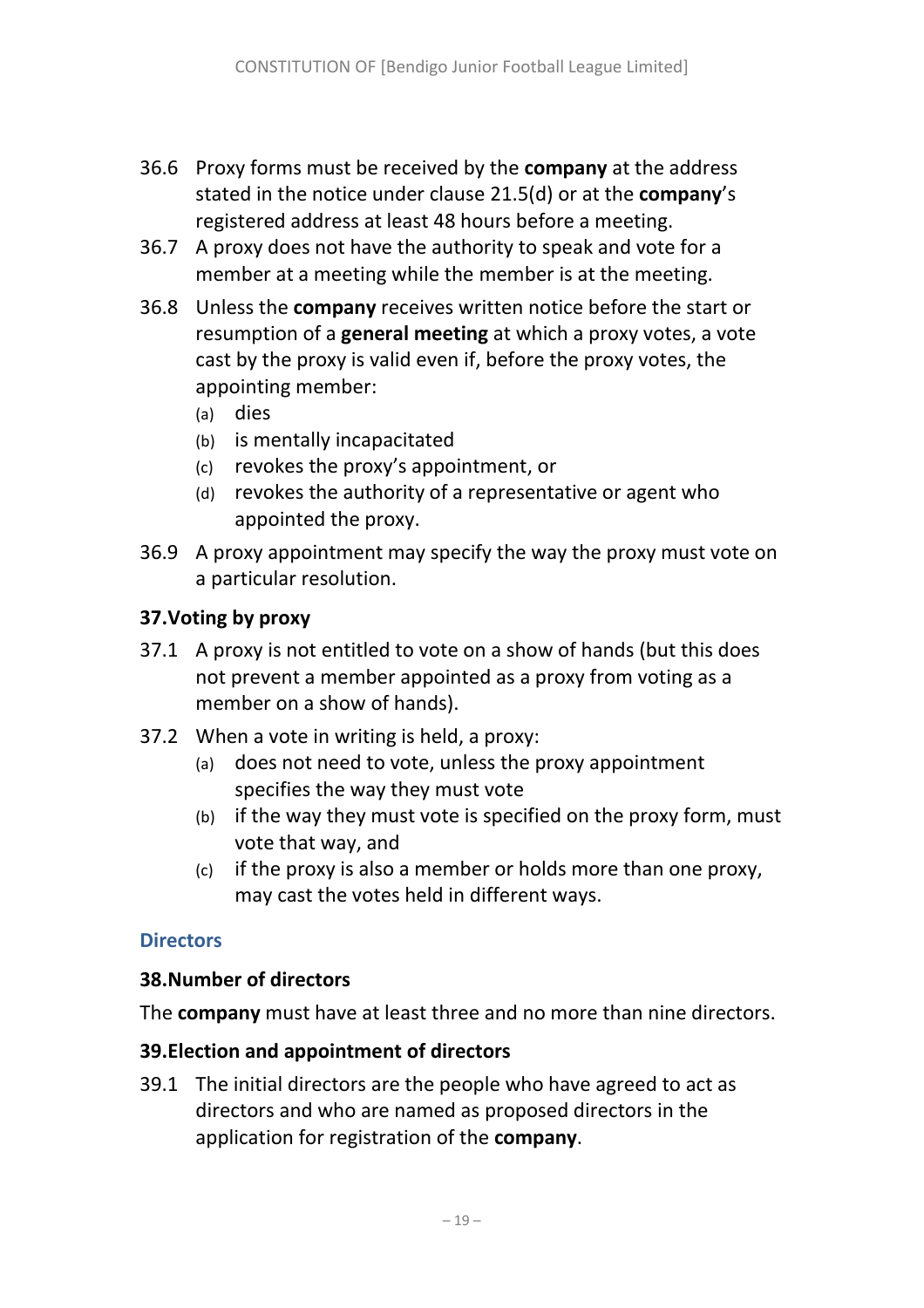36.6 Proxy forms must be received by the **company** at the address stated in the notice under clause 21.5(d) or at the **company**'s registered address at least 48 hours before a meeting.

36.7 A proxy does not have the authority to speak and vote for a member at a meeting while the member is at the meeting.

36.8 Unless the **company** receives written notice before the start or resumption of a **general meeting** at which a proxy votes, a vote cast by the proxy is valid even if, before the proxy votes, the appointing member:

- (a) dies
- (b) is mentally incapacitated
- (c) revokes the proxy's appointment, or
- (d) revokes the authority of a representative or agent who appointed the proxy.

36.9 A proxy appointment may specify the way the proxy must vote on a particular resolution.

### 37. Voting by proxy

37.1 A proxy is not entitled to vote on a show of hands (but this does not prevent a member appointed as a proxy from voting as a member on a show of hands).

37.2 When a vote in writing is held, a proxy:

- (a) does not need to vote, unless the proxy appointment specifies the way they must vote
- (b) if the way they must vote is specified on the proxy form, must vote that way, and
- (c) if the proxy is also a member or holds more than one proxy, may cast the votes held in different ways.

## Directors

### 38. Number of directors

The **company** must have at least three and no more than nine directors.

### 39. Election and appointment of directors

39.1 The initial directors are the people who have agreed to act as directors and who are named as proposed directors in the application for registration of the **company**.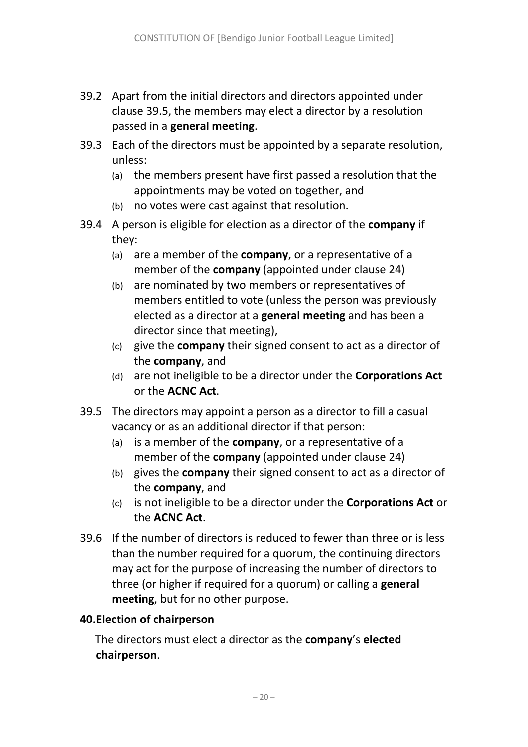39.2 Apart from the initial directors and directors appointed under clause 39.5, the members may elect a director by a resolution passed in a **general meeting**.

39.3 Each of the directors must be appointed by a separate resolution, unless:

- (a) the members present have first passed a resolution that the appointments may be voted on together, and
- (b) no votes were cast against that resolution.

39.4 A person is eligible for election as a director of the **company** if they:

- (a) are a member of the **company**, or a representative of a member of the **company** (appointed under clause 24)
- (b) are nominated by two members or representatives of members entitled to vote (unless the person was previously elected as a director at a **general meeting** and has been a director since that meeting),
- (c) give the **company** their signed consent to act as a director of the **company**, and
- (d) are not ineligible to be a director under the **Corporations Act** or the **ACNC Act**.

39.5 The directors may appoint a person as a director to fill a casual vacancy or as an additional director if that person:

- (a) is a member of the **company**, or a representative of a member of the **company** (appointed under clause 24)
- (b) gives the **company** their signed consent to act as a director of the **company**, and
- (c) is not ineligible to be a director under the **Corporations Act** or the **ACNC Act**.

39.6 If the number of directors is reduced to fewer than three or is less than the number required for a quorum, the continuing directors may act for the purpose of increasing the number of directors to three (or higher if required for a quorum) or calling a **general meeting**, but for no other purpose.

## 40. Election of chairperson

The directors must elect a director as the **company**'s **elected chairperson**.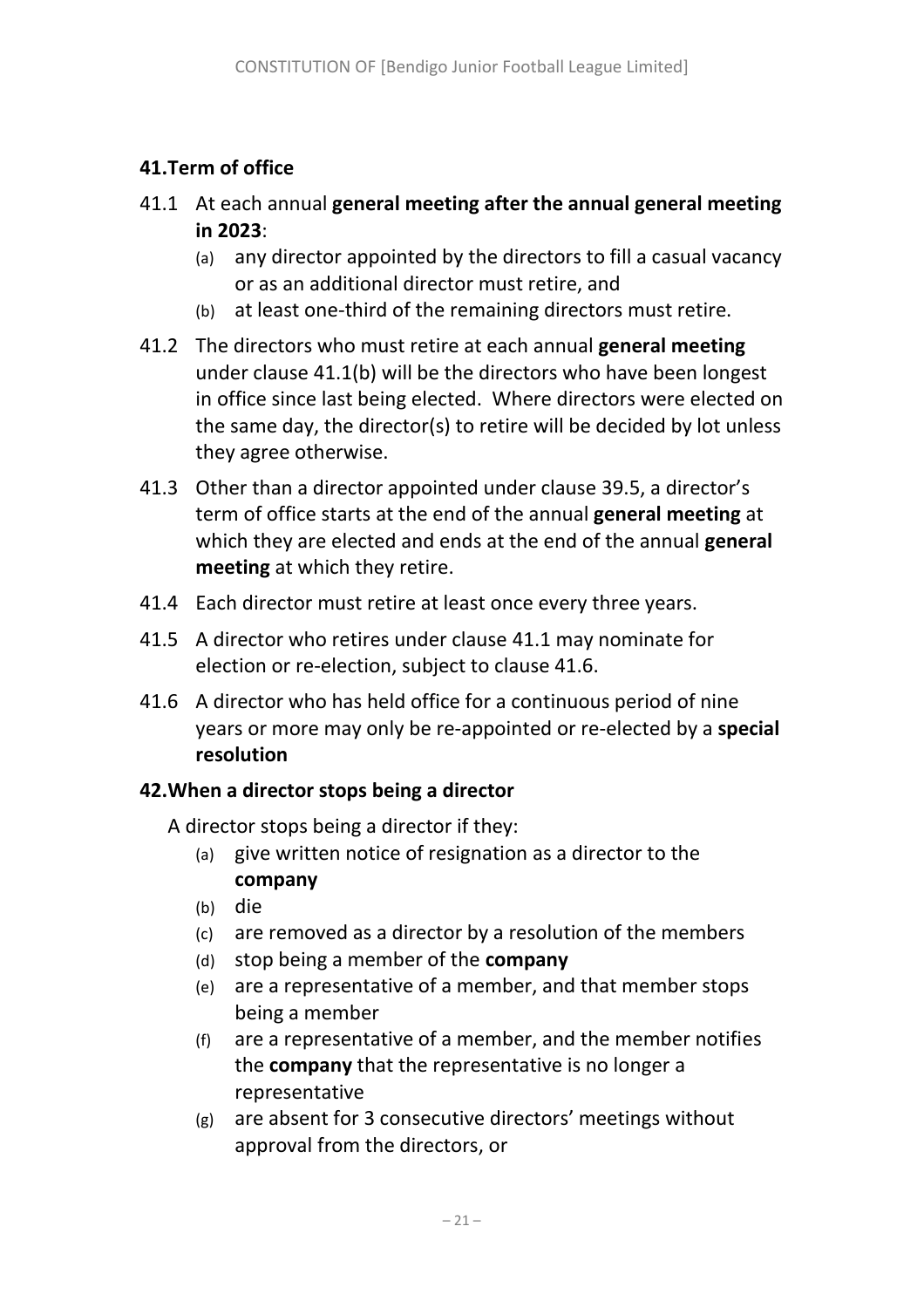## 41. Term of office

41.1 At each annual **general meeting after the annual general meeting in 2023**:

(a) any director appointed by the directors to fill a casual vacancy or as an additional director must retire, and

(b) at least one-third of the remaining directors must retire.

41.2 The directors who must retire at each annual **general meeting** under clause 41.1(b) will be the directors who have been longest in office since last being elected. Where directors were elected on the same day, the director(s) to retire will be decided by lot unless they agree otherwise.

41.3 Other than a director appointed under clause 39.5, a director's term of office starts at the end of the annual **general meeting** at which they are elected and ends at the end of the annual **general meeting** at which they retire.

41.4 Each director must retire at least once every three years.

41.5 A director who retires under clause 41.1 may nominate for election or re-election, subject to clause 41.6.

41.6 A director who has held office for a continuous period of nine years or more may only be re-appointed or re-elected by a **special resolution**

## 42. When a director stops being a director

A director stops being a director if they:

(a) give written notice of resignation as a director to the **company**

(b) die

(c) are removed as a director by a resolution of the members

(d) stop being a member of the **company**

(e) are a representative of a member, and that member stops being a member

(f) are a representative of a member, and the member notifies the **company** that the representative is no longer a representative

(g) are absent for 3 consecutive directors' meetings without approval from the directors, or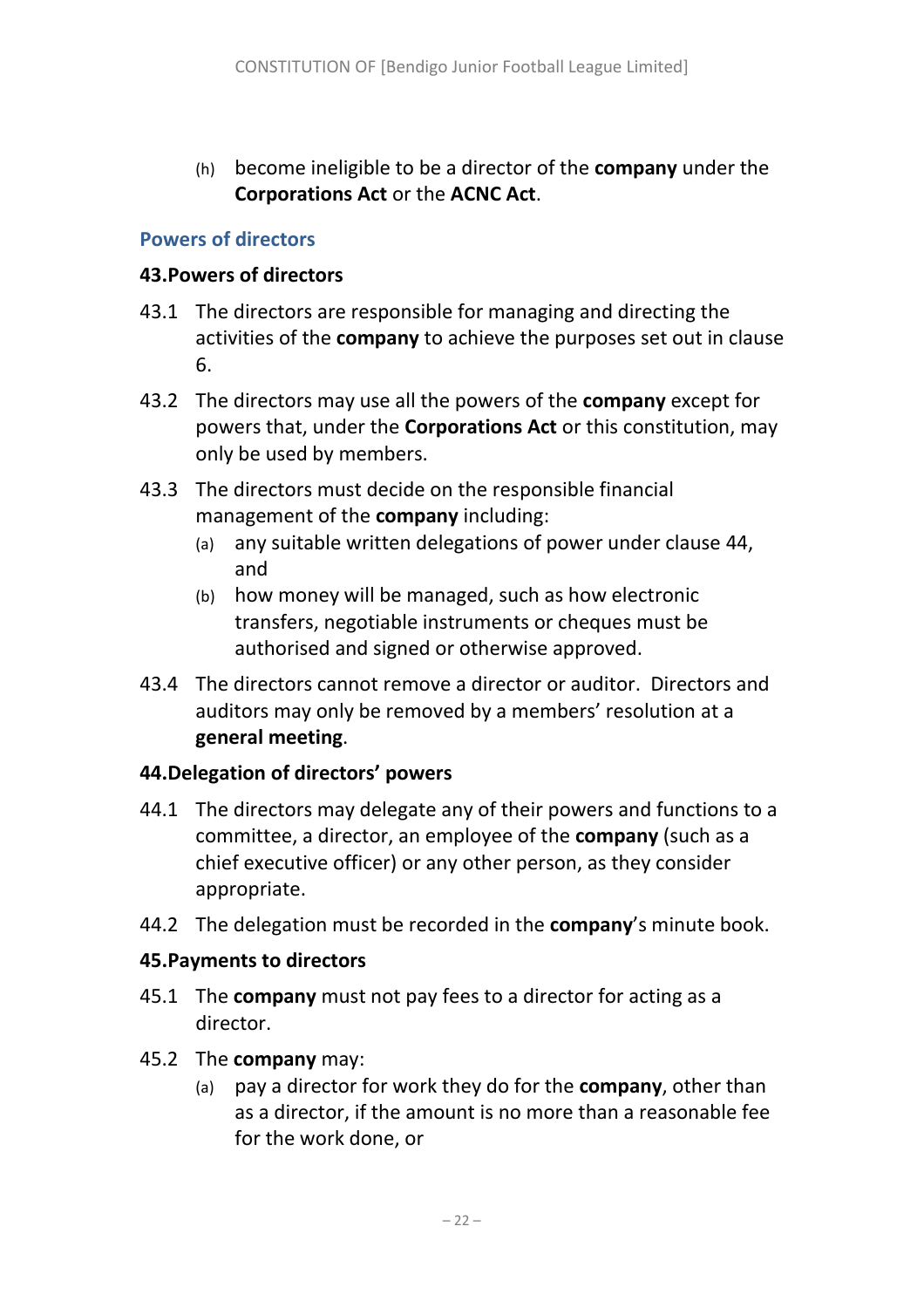(h) become ineligible to be a director of the **company** under the **Corporations Act** or the **ACNC Act**.

## Powers of directors

### 43. Powers of directors

43.1 The directors are responsible for managing and directing the activities of the **company** to achieve the purposes set out in clause 6.

43.2 The directors may use all the powers of the **company** except for powers that, under the **Corporations Act** or this constitution, may only be used by members.

43.3 The directors must decide on the responsible financial management of the **company** including:

(a) any suitable written delegations of power under clause 44, and

(b) how money will be managed, such as how electronic transfers, negotiable instruments or cheques must be authorised and signed or otherwise approved.

43.4 The directors cannot remove a director or auditor. Directors and auditors may only be removed by a members' resolution at a **general meeting**.

### 44. Delegation of directors' powers

44.1 The directors may delegate any of their powers and functions to a committee, a director, an employee of the **company** (such as a chief executive officer) or any other person, as they consider appropriate.

44.2 The delegation must be recorded in the **company**'s minute book.

### 45. Payments to directors

45.1 The **company** must not pay fees to a director for acting as a director.

45.2 The **company** may:

(a) pay a director for work they do for the **company**, other than as a director, if the amount is no more than a reasonable fee for the work done, or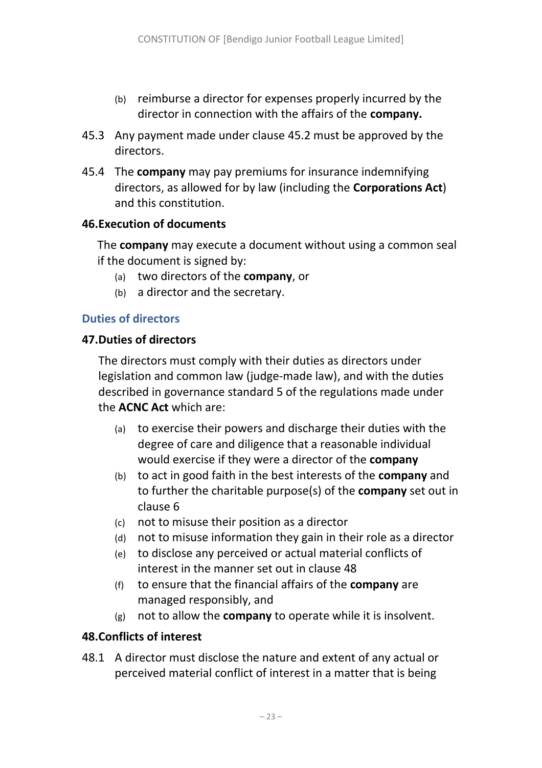(b) reimburse a director for expenses properly incurred by the director in connection with the affairs of the **company.**

45.3 Any payment made under clause 45.2 must be approved by the directors.

45.4 The **company** may pay premiums for insurance indemnifying directors, as allowed for by law (including the **Corporations Act**) and this constitution.

### 46. Execution of documents

The **company** may execute a document without using a common seal if the document is signed by:

(a) two directors of the **company**, or

(b) a director and the secretary.

## Duties of directors

### 47. Duties of directors

The directors must comply with their duties as directors under legislation and common law (judge-made law), and with the duties described in governance standard 5 of the regulations made under the **ACNC Act** which are:

(a) to exercise their powers and discharge their duties with the degree of care and diligence that a reasonable individual would exercise if they were a director of the **company**

(b) to act in good faith in the best interests of the **company** and to further the charitable purpose(s) of the **company** set out in clause 6

(c) not to misuse their position as a director

(d) not to misuse information they gain in their role as a director

(e) to disclose any perceived or actual material conflicts of interest in the manner set out in clause 48

(f) to ensure that the financial affairs of the **company** are managed responsibly, and

(g) not to allow the **company** to operate while it is insolvent.

### 48. Conflicts of interest

48.1 A director must disclose the nature and extent of any actual or perceived material conflict of interest in a matter that is being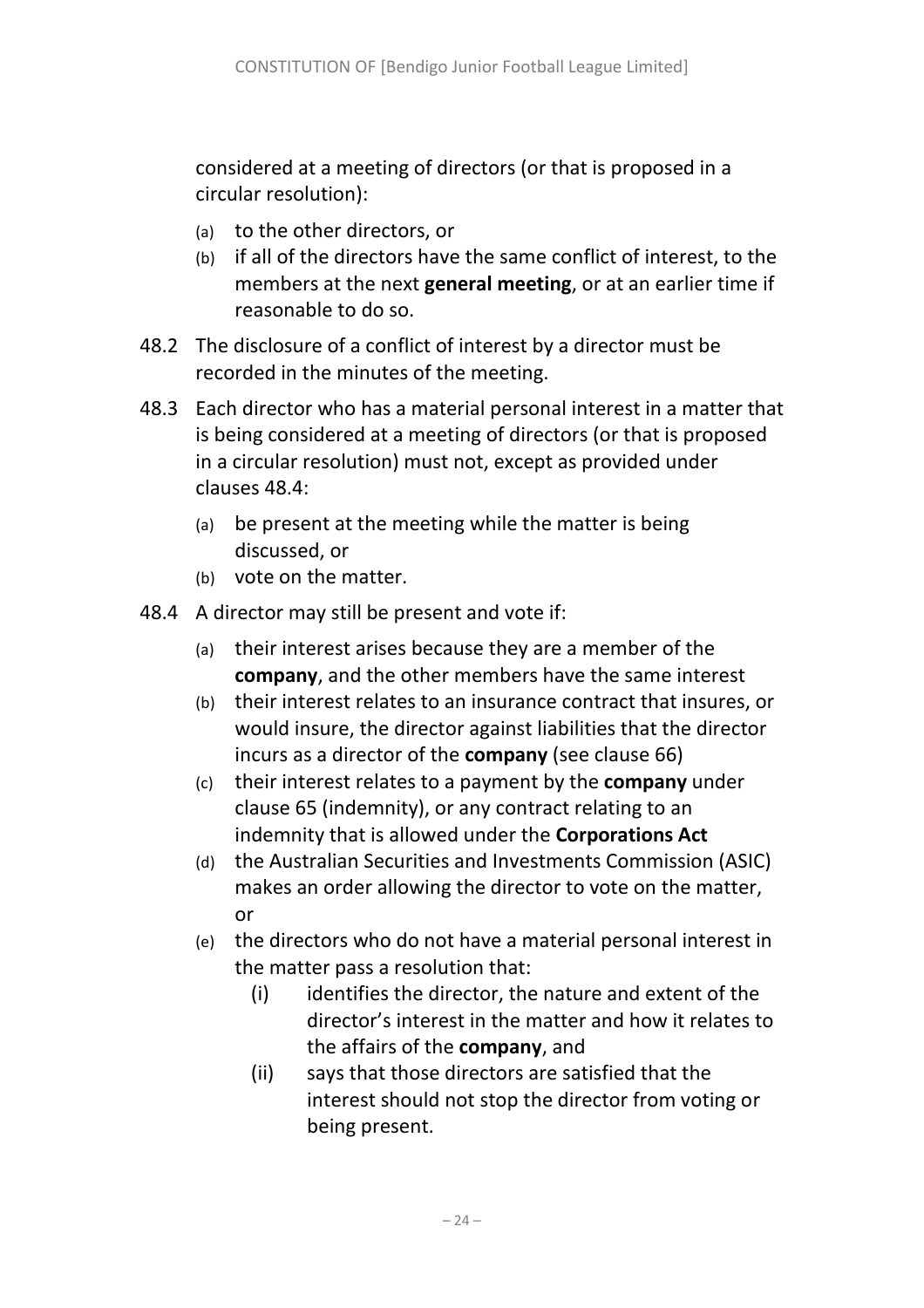considered at a meeting of directors (or that is proposed in a circular resolution):

(a) to the other directors, or
(b) if all of the directors have the same conflict of interest, to the members at the next **general meeting**, or at an earlier time if reasonable to do so.

48.2 The disclosure of a conflict of interest by a director must be recorded in the minutes of the meeting.

48.3 Each director who has a material personal interest in a matter that is being considered at a meeting of directors (or that is proposed in a circular resolution) must not, except as provided under clauses 48.4:

(a) be present at the meeting while the matter is being discussed, or
(b) vote on the matter.

48.4 A director may still be present and vote if:

(a) their interest arises because they are a member of the **company**, and the other members have the same interest
(b) their interest relates to an insurance contract that insures, or would insure, the director against liabilities that the director incurs as a director of the **company** (see clause 66)
(c) their interest relates to a payment by the **company** under clause 65 (indemnity), or any contract relating to an indemnity that is allowed under the **Corporations Act**
(d) the Australian Securities and Investments Commission (ASIC) makes an order allowing the director to vote on the matter, or
(e) the directors who do not have a material personal interest in the matter pass a resolution that:
    (i) identifies the director, the nature and extent of the director's interest in the matter and how it relates to the affairs of the **company**, and
    (ii) says that those directors are satisfied that the interest should not stop the director from voting or being present.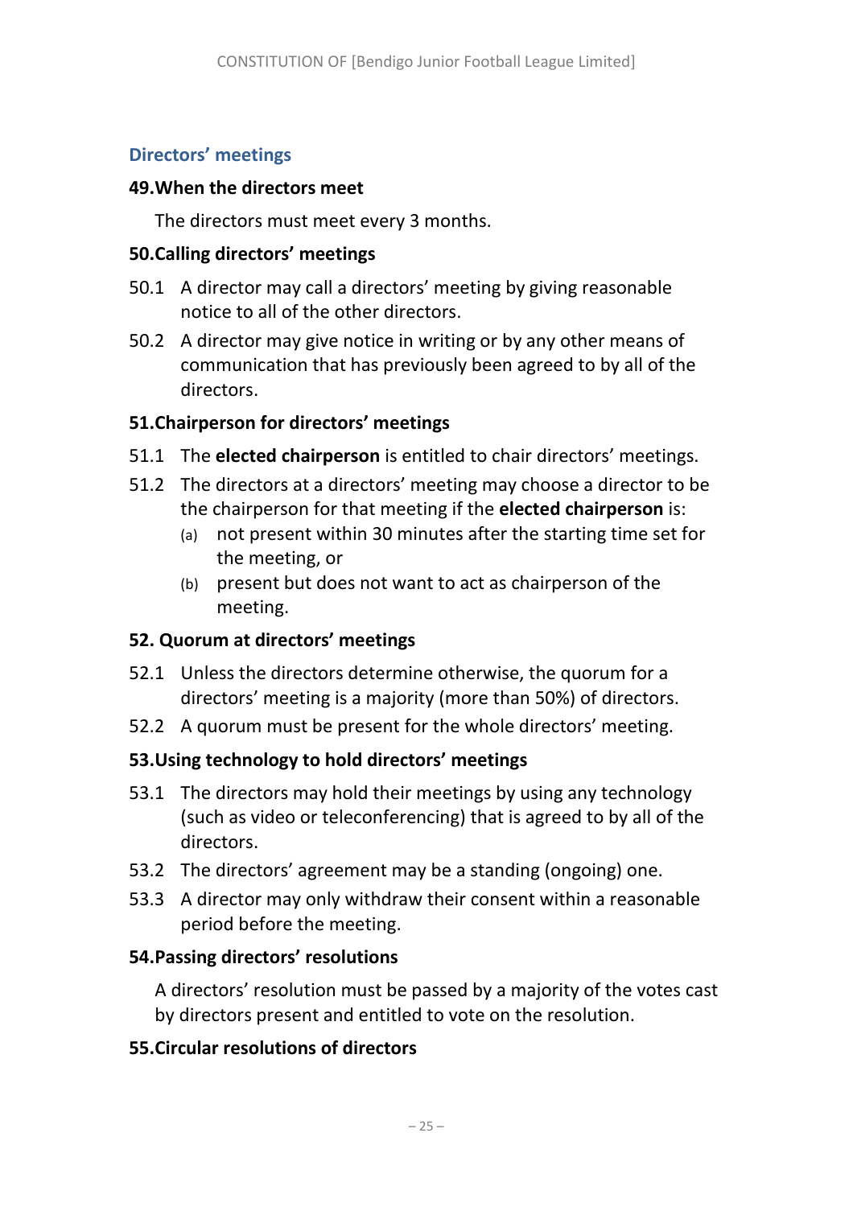## Directors' meetings

### 49. When the directors meet

The directors must meet every 3 months.

### 50. Calling directors' meetings

50.1 A director may call a directors' meeting by giving reasonable notice to all of the other directors.

50.2 A director may give notice in writing or by any other means of communication that has previously been agreed to by all of the directors.

### 51. Chairperson for directors' meetings

51.1 The **elected chairperson** is entitled to chair directors' meetings.

51.2 The directors at a directors' meeting may choose a director to be the chairperson for that meeting if the **elected chairperson** is:

- (a) not present within 30 minutes after the starting time set for the meeting, or
- (b) present but does not want to act as chairperson of the meeting.

### 52. Quorum at directors' meetings

52.1 Unless the directors determine otherwise, the quorum for a directors' meeting is a majority (more than 50%) of directors.

52.2 A quorum must be present for the whole directors' meeting.

### 53. Using technology to hold directors' meetings

53.1 The directors may hold their meetings by using any technology (such as video or teleconferencing) that is agreed to by all of the directors.

53.2 The directors' agreement may be a standing (ongoing) one.

53.3 A director may only withdraw their consent within a reasonable period before the meeting.

### 54. Passing directors' resolutions

A directors' resolution must be passed by a majority of the votes cast by directors present and entitled to vote on the resolution.

### 55. Circular resolutions of directors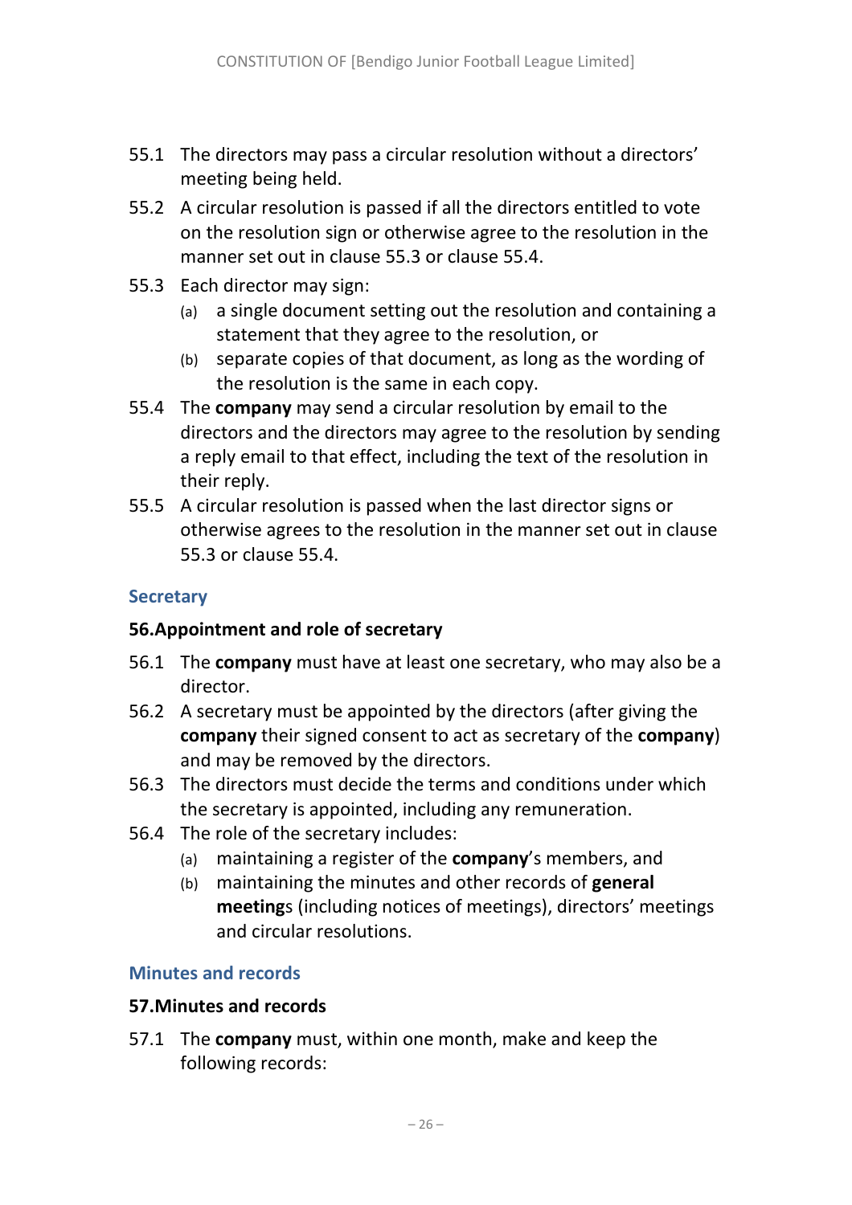55.1 The directors may pass a circular resolution without a directors' meeting being held.

55.2 A circular resolution is passed if all the directors entitled to vote on the resolution sign or otherwise agree to the resolution in the manner set out in clause 55.3 or clause 55.4.

55.3 Each director may sign:

(a) a single document setting out the resolution and containing a statement that they agree to the resolution, or

(b) separate copies of that document, as long as the wording of the resolution is the same in each copy.

55.4 The **company** may send a circular resolution by email to the directors and the directors may agree to the resolution by sending a reply email to that effect, including the text of the resolution in their reply.

55.5 A circular resolution is passed when the last director signs or otherwise agrees to the resolution in the manner set out in clause 55.3 or clause 55.4.

## Secretary

### 56. Appointment and role of secretary

56.1 The **company** must have at least one secretary, who may also be a director.

56.2 A secretary must be appointed by the directors (after giving the **company** their signed consent to act as secretary of the **company**) and may be removed by the directors.

56.3 The directors must decide the terms and conditions under which the secretary is appointed, including any remuneration.

56.4 The role of the secretary includes:

(a) maintaining a register of the **company**'s members, and

(b) maintaining the minutes and other records of **general meeting**s (including notices of meetings), directors' meetings and circular resolutions.

## Minutes and records

### 57. Minutes and records

57.1 The **company** must, within one month, make and keep the following records: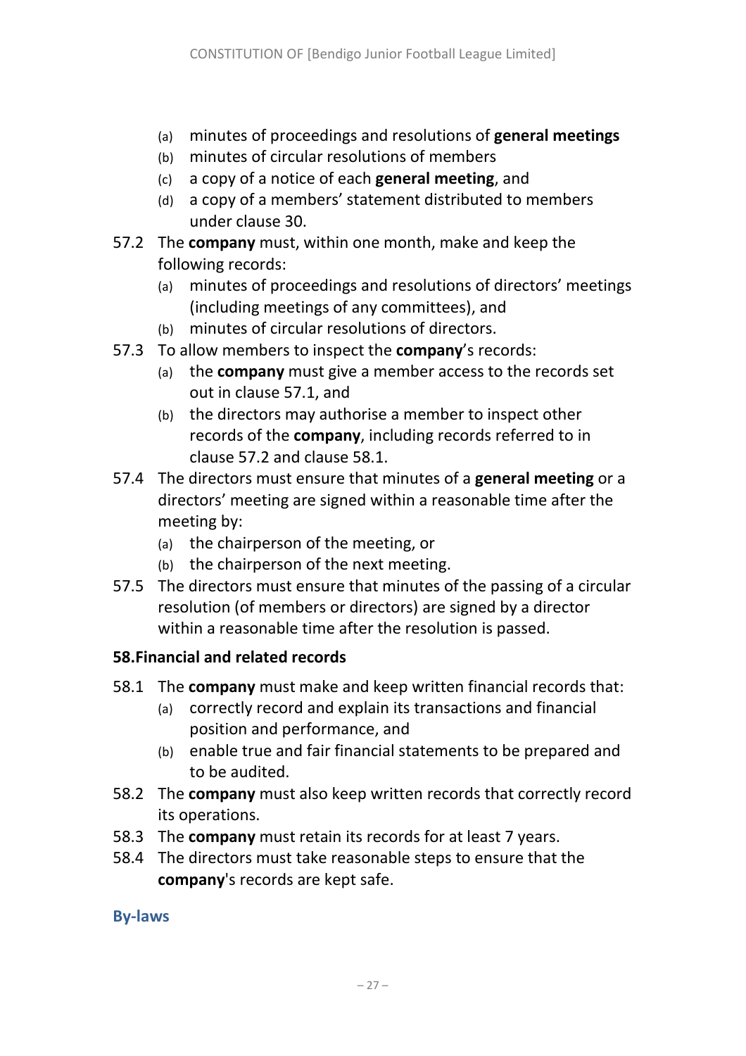(a) minutes of proceedings and resolutions of **general meetings**
(b) minutes of circular resolutions of members
(c) a copy of a notice of each **general meeting**, and
(d) a copy of a members' statement distributed to members under clause 30.

57.2 The **company** must, within one month, make and keep the following records:

(a) minutes of proceedings and resolutions of directors' meetings (including meetings of any committees), and
(b) minutes of circular resolutions of directors.

57.3 To allow members to inspect the **company**'s records:

(a) the **company** must give a member access to the records set out in clause 57.1, and
(b) the directors may authorise a member to inspect other records of the **company**, including records referred to in clause 57.2 and clause 58.1.

57.4 The directors must ensure that minutes of a **general meeting** or a directors' meeting are signed within a reasonable time after the meeting by:

(a) the chairperson of the meeting, or
(b) the chairperson of the next meeting.

57.5 The directors must ensure that minutes of the passing of a circular resolution (of members or directors) are signed by a director within a reasonable time after the resolution is passed.

### 58. Financial and related records

58.1 The **company** must make and keep written financial records that:

(a) correctly record and explain its transactions and financial position and performance, and
(b) enable true and fair financial statements to be prepared and to be audited.

58.2 The **company** must also keep written records that correctly record its operations.

58.3 The **company** must retain its records for at least 7 years.

58.4 The directors must take reasonable steps to ensure that the **company**'s records are kept safe.

## By-laws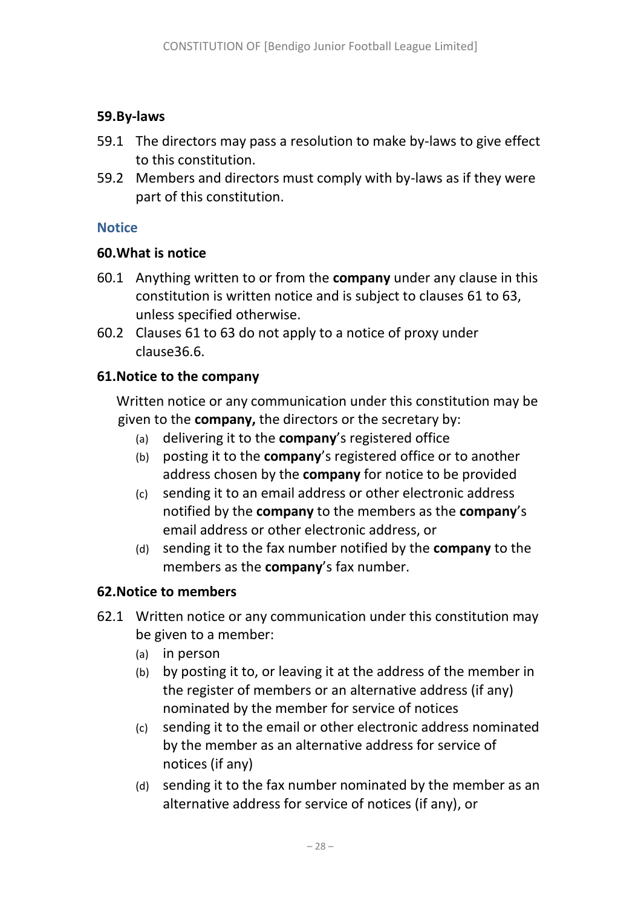### 59. By-laws

59.1 The directors may pass a resolution to make by-laws to give effect to this constitution.

59.2 Members and directors must comply with by-laws as if they were part of this constitution.

## Notice

### 60. What is notice

60.1 Anything written to or from the **company** under any clause in this constitution is written notice and is subject to clauses 61 to 63, unless specified otherwise.

60.2 Clauses 61 to 63 do not apply to a notice of proxy under clause36.6.

### 61. Notice to the company

Written notice or any communication under this constitution may be given to the **company,** the directors or the secretary by:

- (a) delivering it to the **company**'s registered office
- (b) posting it to the **company**'s registered office or to another address chosen by the **company** for notice to be provided
- (c) sending it to an email address or other electronic address notified by the **company** to the members as the **company**'s email address or other electronic address, or
- (d) sending it to the fax number notified by the **company** to the members as the **company**'s fax number.

### 62. Notice to members

62.1 Written notice or any communication under this constitution may be given to a member:

- (a) in person
- (b) by posting it to, or leaving it at the address of the member in the register of members or an alternative address (if any) nominated by the member for service of notices
- (c) sending it to the email or other electronic address nominated by the member as an alternative address for service of notices (if any)
- (d) sending it to the fax number nominated by the member as an alternative address for service of notices (if any), or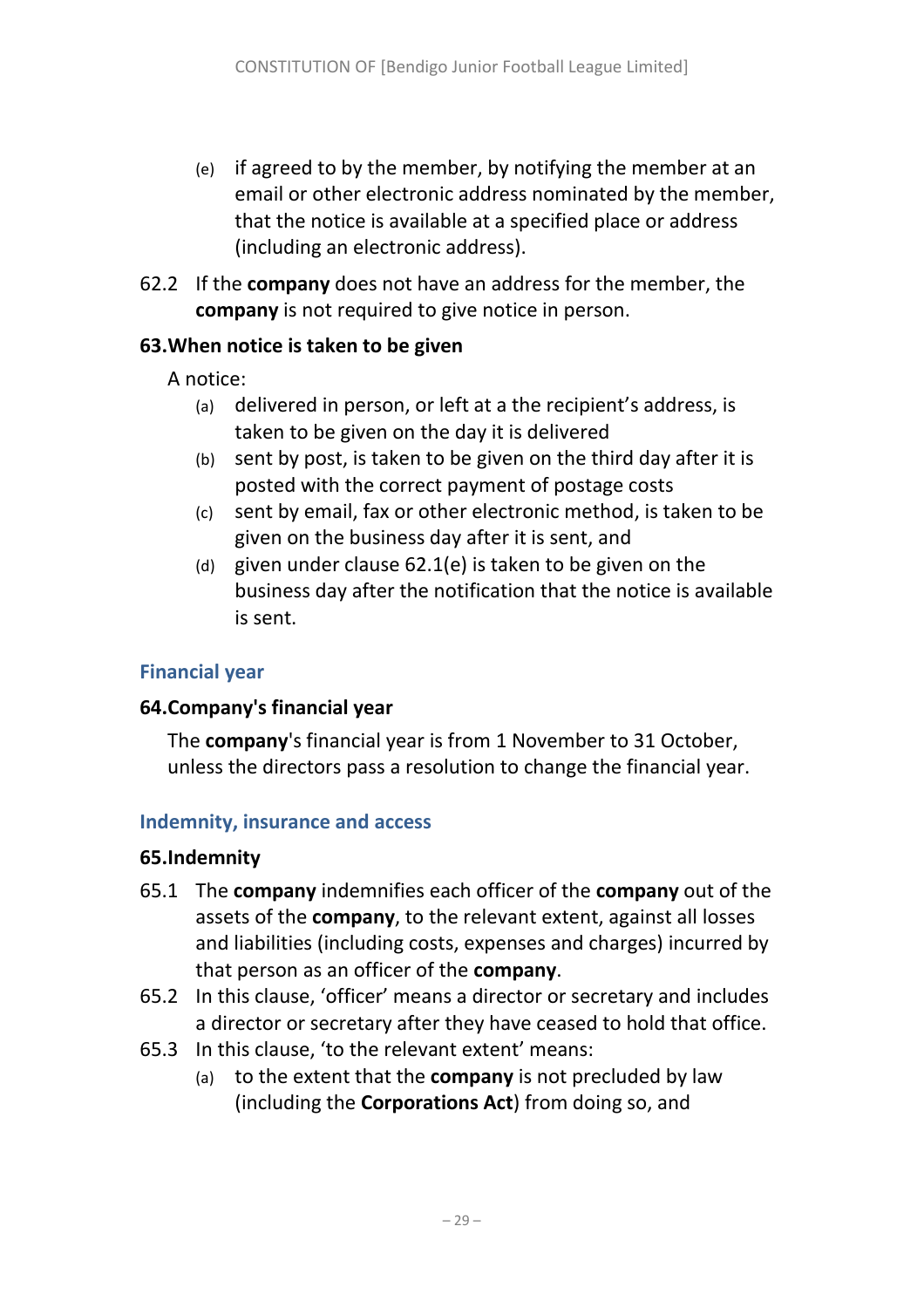(e) if agreed to by the member, by notifying the member at an email or other electronic address nominated by the member, that the notice is available at a specified place or address (including an electronic address).

62.2 If the **company** does not have an address for the member, the **company** is not required to give notice in person.

### 63. When notice is taken to be given

A notice:

(a) delivered in person, or left at a the recipient's address, is taken to be given on the day it is delivered

(b) sent by post, is taken to be given on the third day after it is posted with the correct payment of postage costs

(c) sent by email, fax or other electronic method, is taken to be given on the business day after it is sent, and

(d) given under clause 62.1(e) is taken to be given on the business day after the notification that the notice is available is sent.

## Financial year

### 64. Company's financial year

The **company**'s financial year is from 1 November to 31 October, unless the directors pass a resolution to change the financial year.

## Indemnity, insurance and access

### 65. Indemnity

65.1 The **company** indemnifies each officer of the **company** out of the assets of the **company**, to the relevant extent, against all losses and liabilities (including costs, expenses and charges) incurred by that person as an officer of the **company**.

65.2 In this clause, 'officer' means a director or secretary and includes a director or secretary after they have ceased to hold that office.

65.3 In this clause, 'to the relevant extent' means:

(a) to the extent that the **company** is not precluded by law (including the **Corporations Act**) from doing so, and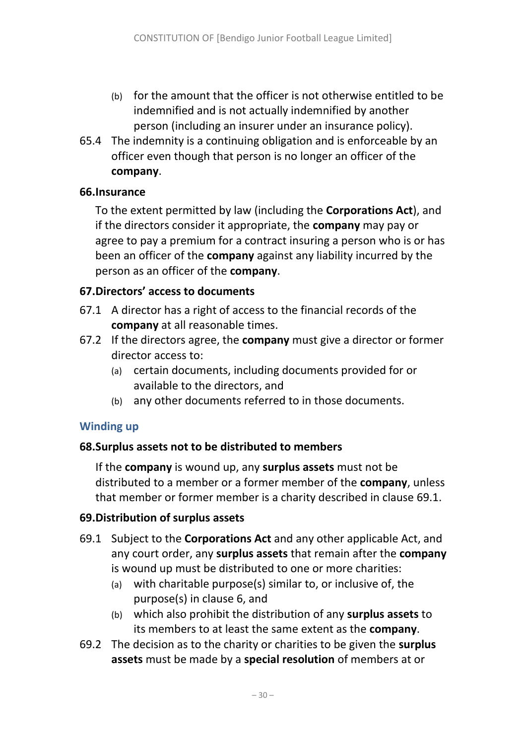(b) for the amount that the officer is not otherwise entitled to be indemnified and is not actually indemnified by another person (including an insurer under an insurance policy).

65.4 The indemnity is a continuing obligation and is enforceable by an officer even though that person is no longer an officer of the **company**.

**66.Insurance**

To the extent permitted by law (including the **Corporations Act**), and if the directors consider it appropriate, the **company** may pay or agree to pay a premium for a contract insuring a person who is or has been an officer of the **company** against any liability incurred by the person as an officer of the **company**.

**67.Directors' access to documents**

67.1 A director has a right of access to the financial records of the **company** at all reasonable times.

67.2 If the directors agree, the **company** must give a director or former director access to:

(a) certain documents, including documents provided for or available to the directors, and

(b) any other documents referred to in those documents.

## Winding up

**68.Surplus assets not to be distributed to members**

If the **company** is wound up, any **surplus assets** must not be distributed to a member or a former member of the **company**, unless that member or former member is a charity described in clause 69.1.

**69.Distribution of surplus assets**

69.1 Subject to the **Corporations Act** and any other applicable Act, and any court order, any **surplus assets** that remain after the **company** is wound up must be distributed to one or more charities:

(a) with charitable purpose(s) similar to, or inclusive of, the purpose(s) in clause 6, and

(b) which also prohibit the distribution of any **surplus assets** to its members to at least the same extent as the **company**.

69.2 The decision as to the charity or charities to be given the **surplus assets** must be made by a **special resolution** of members at or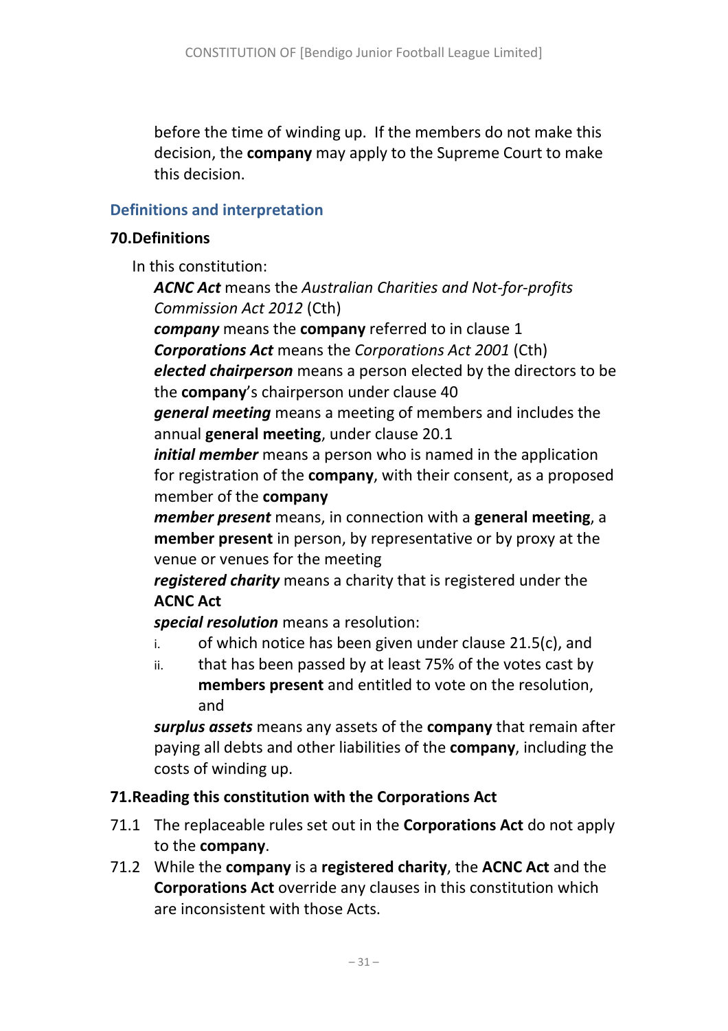before the time of winding up. If the members do not make this decision, the **company** may apply to the Supreme Court to make this decision.

## Definitions and interpretation

### 70. Definitions

In this constitution:

***ACNC Act*** means the *Australian Charities and Not-for-profits Commission Act 2012* (Cth)

***company*** means the **company** referred to in clause 1

***Corporations Act*** means the *Corporations Act 2001* (Cth)

***elected chairperson*** means a person elected by the directors to be the **company**'s chairperson under clause 40

***general meeting*** means a meeting of members and includes the annual **general meeting**, under clause 20.1

***initial member*** means a person who is named in the application for registration of the **company**, with their consent, as a proposed member of the **company**

***member present*** means, in connection with a **general meeting**, a **member present** in person, by representative or by proxy at the venue or venues for the meeting

***registered charity*** means a charity that is registered under the **ACNC Act**

***special resolution*** means a resolution:

i. of which notice has been given under clause 21.5(c), and
ii. that has been passed by at least 75% of the votes cast by **members present** and entitled to vote on the resolution, and

***surplus assets*** means any assets of the **company** that remain after paying all debts and other liabilities of the **company**, including the costs of winding up.

### 71. Reading this constitution with the Corporations Act

71.1 The replaceable rules set out in the **Corporations Act** do not apply to the **company**.

71.2 While the **company** is a **registered charity**, the **ACNC Act** and the **Corporations Act** override any clauses in this constitution which are inconsistent with those Acts.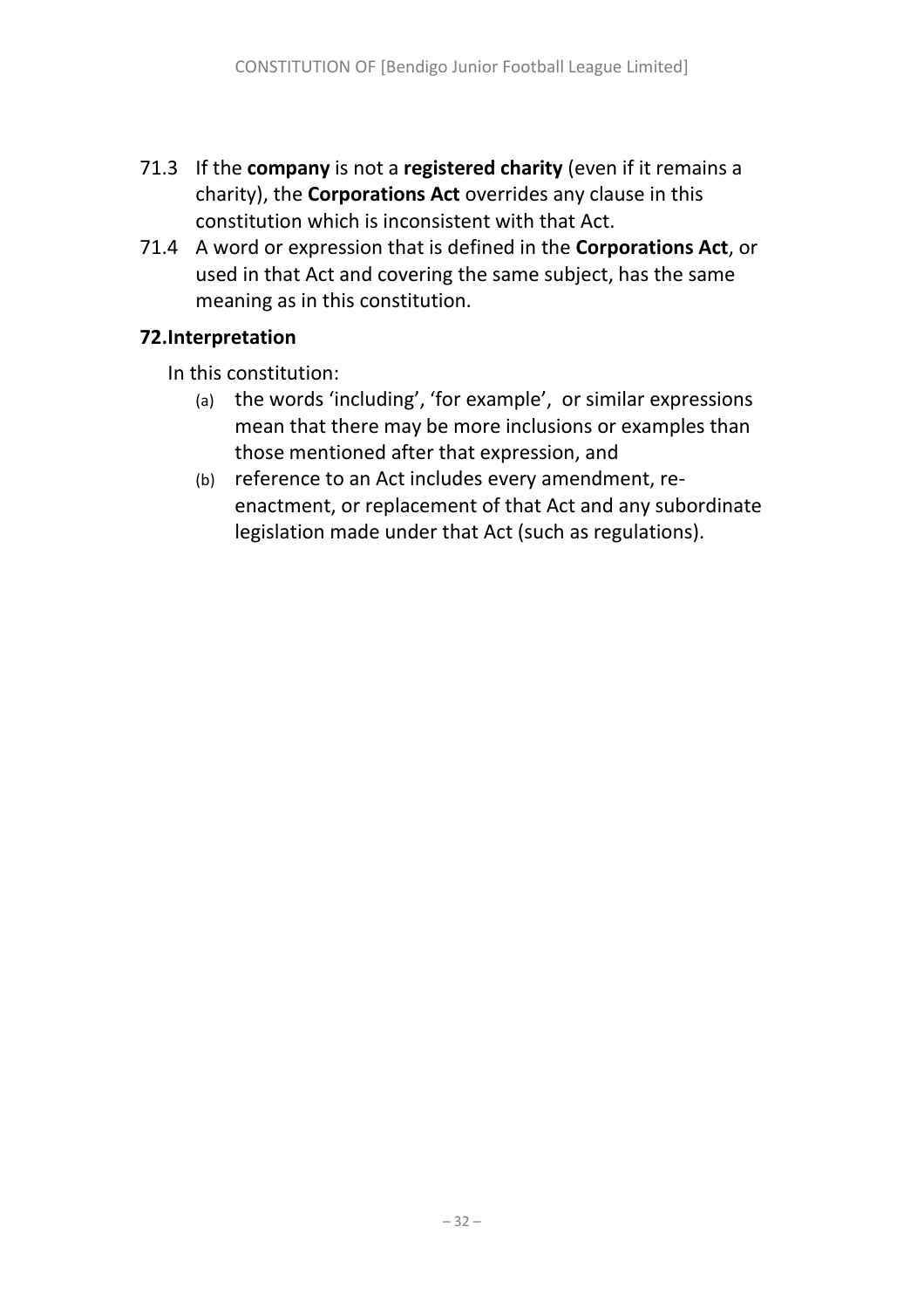71.3 If the **company** is not a **registered charity** (even if it remains a charity), the **Corporations Act** overrides any clause in this constitution which is inconsistent with that Act.

71.4 A word or expression that is defined in the **Corporations Act**, or used in that Act and covering the same subject, has the same meaning as in this constitution.

## 72. Interpretation

In this constitution:

(a) the words 'including', 'for example', or similar expressions mean that there may be more inclusions or examples than those mentioned after that expression, and

(b) reference to an Act includes every amendment, re-enactment, or replacement of that Act and any subordinate legislation made under that Act (such as regulations).